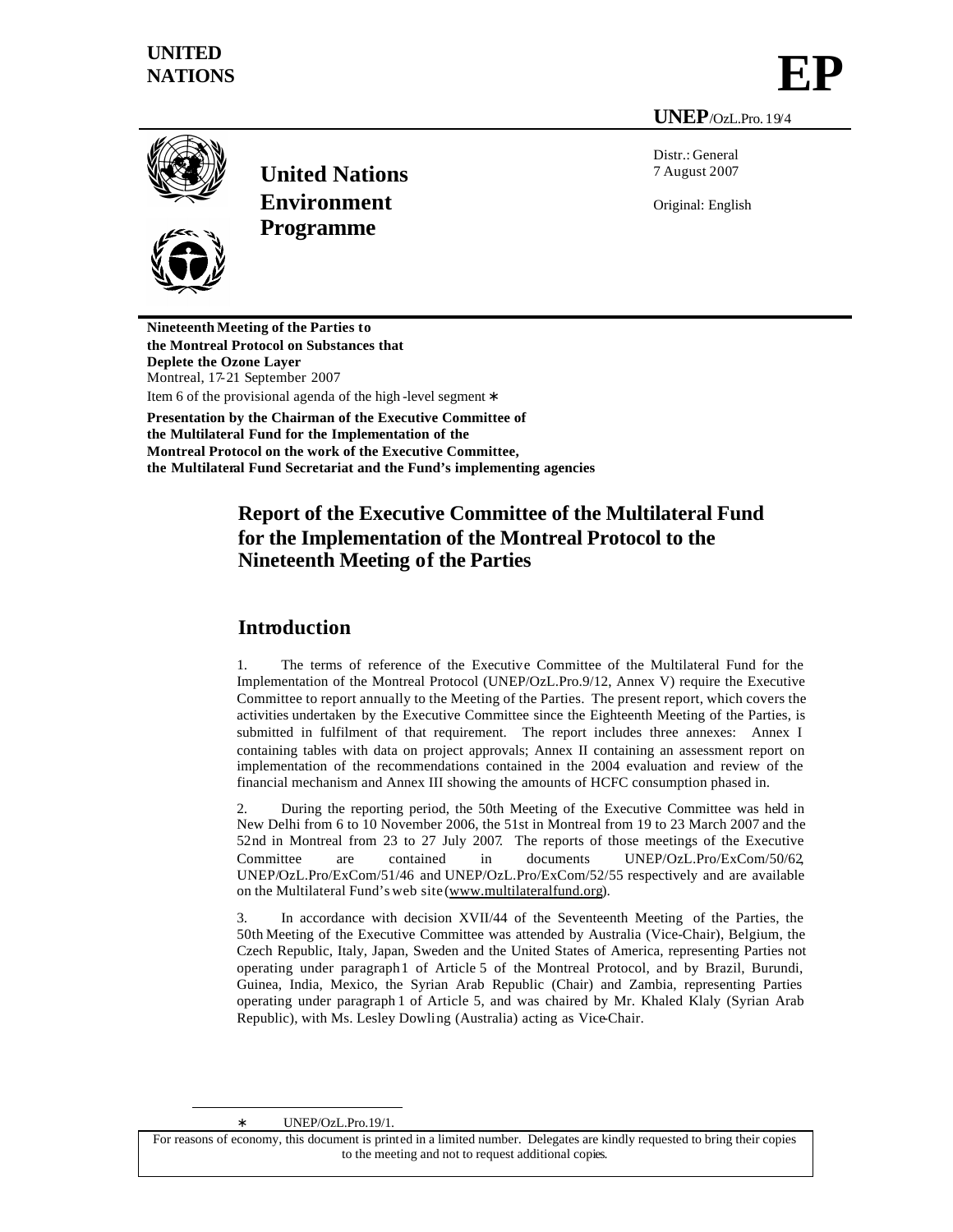UNITED NATIONS

# EP

**UNEP**/OzL.Pro.19/4

**United Nations Environment Programme**

Distr.: General
7 August 2007

Original: English

**Nineteenth Meeting of the Parties to the Montreal Protocol on Substances that Deplete the Ozone Layer**
Montreal, 17-21 September 2007
Item 6 of the provisional agenda of the high-level segment *

**Presentation by the Chairman of the Executive Committee of the Multilateral Fund for the Implementation of the Montreal Protocol on the work of the Executive Committee, the Multilateral Fund Secretariat and the Fund's implementing agencies**

# Report of the Executive Committee of the Multilateral Fund for the Implementation of the Montreal Protocol to the Nineteenth Meeting of the Parties

## Introduction

1. The terms of reference of the Executive Committee of the Multilateral Fund for the Implementation of the Montreal Protocol (UNEP/OzL.Pro.9/12, Annex V) require the Executive Committee to report annually to the Meeting of the Parties. The present report, which covers the activities undertaken by the Executive Committee since the Eighteenth Meeting of the Parties, is submitted in fulfilment of that requirement. The report includes three annexes: Annex I containing tables with data on project approvals; Annex II containing an assessment report on implementation of the recommendations contained in the 2004 evaluation and review of the financial mechanism and Annex III showing the amounts of HCFC consumption phased in.

2. During the reporting period, the 50th Meeting of the Executive Committee was held in New Delhi from 6 to 10 November 2006, the 51st in Montreal from 19 to 23 March 2007 and the 52nd in Montreal from 23 to 27 July 2007. The reports of those meetings of the Executive Committee are contained in documents UNEP/OzL.Pro/ExCom/50/62, UNEP/OzL.Pro/ExCom/51/46 and UNEP/OzL.Pro/ExCom/52/55 respectively and are available on the Multilateral Fund's web site (www.multilateralfund.org).

3. In accordance with decision XVII/44 of the Seventeenth Meeting of the Parties, the 50th Meeting of the Executive Committee was attended by Australia (Vice-Chair), Belgium, the Czech Republic, Italy, Japan, Sweden and the United States of America, representing Parties not operating under paragraph 1 of Article 5 of the Montreal Protocol, and by Brazil, Burundi, Guinea, India, Mexico, the Syrian Arab Republic (Chair) and Zambia, representing Parties operating under paragraph 1 of Article 5, and was chaired by Mr. Khaled Klaly (Syrian Arab Republic), with Ms. Lesley Dowling (Australia) acting as Vice-Chair.

* UNEP/OzL.Pro.19/1.

For reasons of economy, this document is printed in a limited number. Delegates are kindly requested to bring their copies to the meeting and not to request additional copies.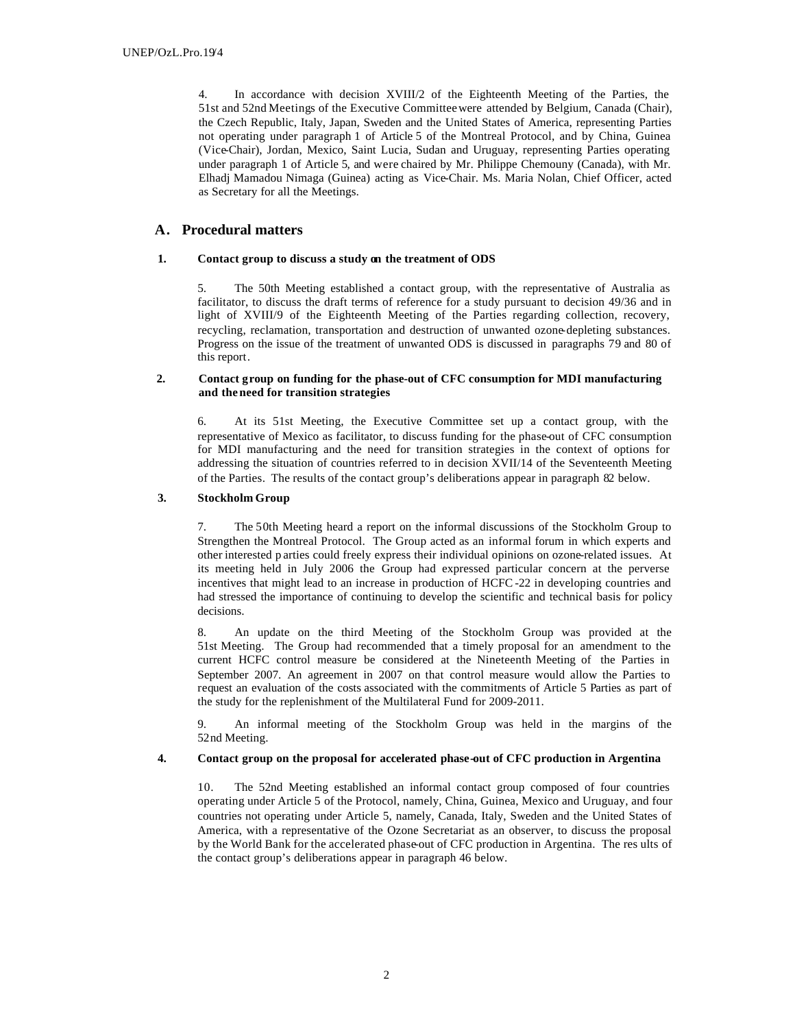4. In accordance with decision XVIII/2 of the Eighteenth Meeting of the Parties, the 51st and 52nd Meetings of the Executive Committee were attended by Belgium, Canada (Chair), the Czech Republic, Italy, Japan, Sweden and the United States of America, representing Parties not operating under paragraph 1 of Article 5 of the Montreal Protocol, and by China, Guinea (Vice-Chair), Jordan, Mexico, Saint Lucia, Sudan and Uruguay, representing Parties operating under paragraph 1 of Article 5, and were chaired by Mr. Philippe Chemouny (Canada), with Mr. Elhadj Mamadou Nimaga (Guinea) acting as Vice-Chair. Ms. Maria Nolan, Chief Officer, acted as Secretary for all the Meetings.

## A. Procedural matters

### 1. Contact group to discuss a study on the treatment of ODS

5. The 50th Meeting established a contact group, with the representative of Australia as facilitator, to discuss the draft terms of reference for a study pursuant to decision 49/36 and in light of XVIII/9 of the Eighteenth Meeting of the Parties regarding collection, recovery, recycling, reclamation, transportation and destruction of unwanted ozone-depleting substances. Progress on the issue of the treatment of unwanted ODS is discussed in paragraphs 79 and 80 of this report.

### 2. Contact group on funding for the phase-out of CFC consumption for MDI manufacturing and the need for transition strategies

6. At its 51st Meeting, the Executive Committee set up a contact group, with the representative of Mexico as facilitator, to discuss funding for the phase-out of CFC consumption for MDI manufacturing and the need for transition strategies in the context of options for addressing the situation of countries referred to in decision XVII/14 of the Seventeenth Meeting of the Parties. The results of the contact group's deliberations appear in paragraph 82 below.

### 3. Stockholm Group

7. The 50th Meeting heard a report on the informal discussions of the Stockholm Group to Strengthen the Montreal Protocol. The Group acted as an informal forum in which experts and other interested parties could freely express their individual opinions on ozone-related issues. At its meeting held in July 2006 the Group had expressed particular concern at the perverse incentives that might lead to an increase in production of HCFC-22 in developing countries and had stressed the importance of continuing to develop the scientific and technical basis for policy decisions.

8. An update on the third Meeting of the Stockholm Group was provided at the 51st Meeting. The Group had recommended that a timely proposal for an amendment to the current HCFC control measure be considered at the Nineteenth Meeting of the Parties in September 2007. An agreement in 2007 on that control measure would allow the Parties to request an evaluation of the costs associated with the commitments of Article 5 Parties as part of the study for the replenishment of the Multilateral Fund for 2009-2011.

9. An informal meeting of the Stockholm Group was held in the margins of the 52nd Meeting.

### 4. Contact group on the proposal for accelerated phase-out of CFC production in Argentina

10. The 52nd Meeting established an informal contact group composed of four countries operating under Article 5 of the Protocol, namely, China, Guinea, Mexico and Uruguay, and four countries not operating under Article 5, namely, Canada, Italy, Sweden and the United States of America, with a representative of the Ozone Secretariat as an observer, to discuss the proposal by the World Bank for the accelerated phase-out of CFC production in Argentina. The results of the contact group's deliberations appear in paragraph 46 below.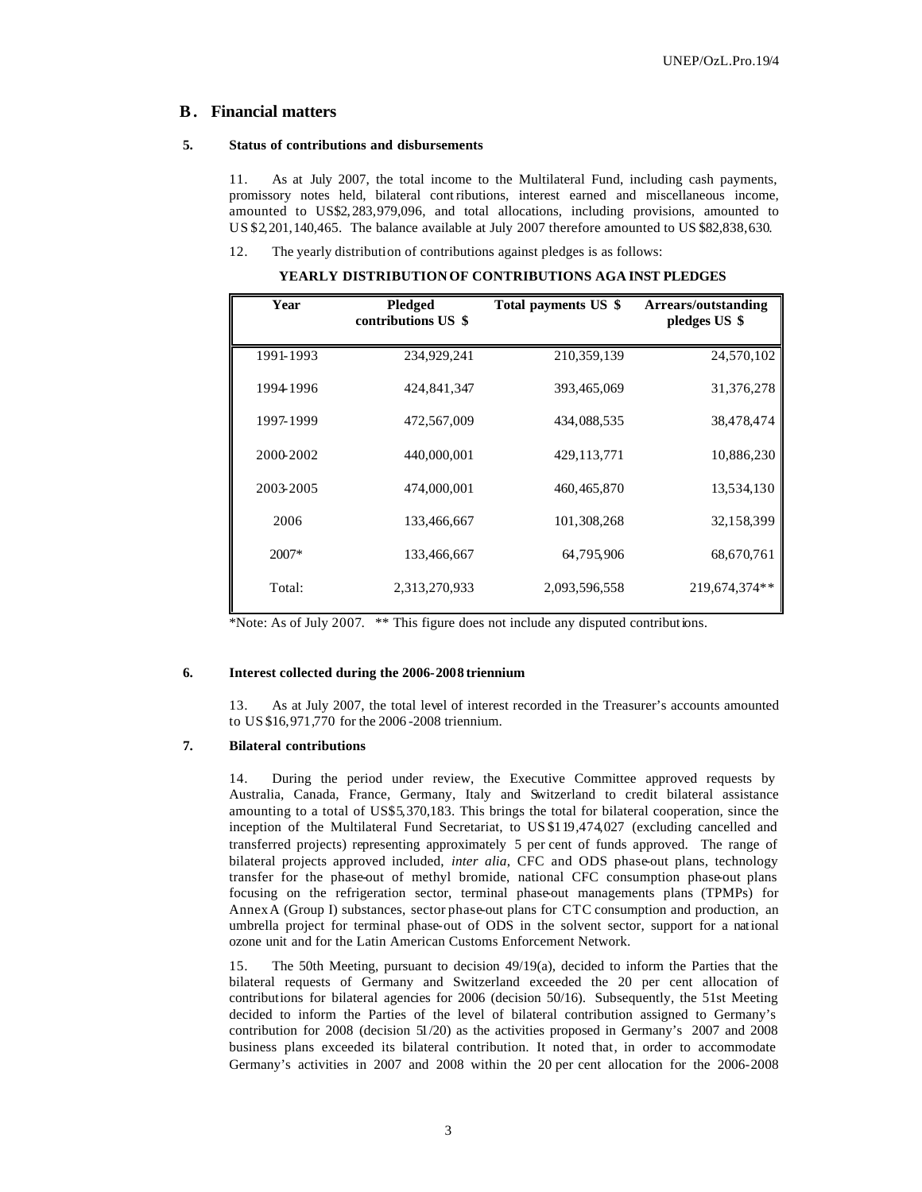## B. Financial matters

### 5. Status of contributions and disbursements

11. As at July 2007, the total income to the Multilateral Fund, including cash payments, promissory notes held, bilateral contributions, interest earned and miscellaneous income, amounted to US$2,283,979,096, and total allocations, including provisions, amounted to US $2,201,140,465. The balance available at July 2007 therefore amounted to US $82,838,630.

12. The yearly distribution of contributions against pledges is as follows:

**YEARLY DISTRIBUTION OF CONTRIBUTIONS AGAINST PLEDGES**

| Year | Pledged contributions US $ | Total payments US $ | Arrears/outstanding pledges US $ |
|---|---|---|---|
| 1991-1993 | 234,929,241 | 210,359,139 | 24,570,102 |
| 1994-1996 | 424,841,347 | 393,465,069 | 31,376,278 |
| 1997-1999 | 472,567,009 | 434,088,535 | 38,478,474 |
| 2000-2002 | 440,000,001 | 429,113,771 | 10,886,230 |
| 2003-2005 | 474,000,001 | 460,465,870 | 13,534,130 |
| 2006 | 133,466,667 | 101,308,268 | 32,158,399 |
| 2007* | 133,466,667 | 64,795,906 | 68,670,761 |
| Total: | 2,313,270,933 | 2,093,596,558 | 219,674,374** |

*Note: As of July 2007. ** This figure does not include any disputed contributions.

### 6. Interest collected during the 2006-2008 triennium

13. As at July 2007, the total level of interest recorded in the Treasurer's accounts amounted to US $16,971,770 for the 2006-2008 triennium.

### 7. Bilateral contributions

14. During the period under review, the Executive Committee approved requests by Australia, Canada, France, Germany, Italy and Switzerland to credit bilateral assistance amounting to a total of US$5,370,183. This brings the total for bilateral cooperation, since the inception of the Multilateral Fund Secretariat, to US $119,474,027 (excluding cancelled and transferred projects) representing approximately 5 per cent of funds approved. The range of bilateral projects approved included, *inter alia*, CFC and ODS phase-out plans, technology transfer for the phase-out of methyl bromide, national CFC consumption phase-out plans focusing on the refrigeration sector, terminal phase-out managements plans (TPMPs) for Annex A (Group I) substances, sector phase-out plans for CTC consumption and production, an umbrella project for terminal phase-out of ODS in the solvent sector, support for a national ozone unit and for the Latin American Customs Enforcement Network.

15. The 50th Meeting, pursuant to decision 49/19(a), decided to inform the Parties that the bilateral requests of Germany and Switzerland exceeded the 20 per cent allocation of contributions for bilateral agencies for 2006 (decision 50/16). Subsequently, the 51st Meeting decided to inform the Parties of the level of bilateral contribution assigned to Germany's contribution for 2008 (decision 51/20) as the activities proposed in Germany's 2007 and 2008 business plans exceeded its bilateral contribution. It noted that, in order to accommodate Germany's activities in 2007 and 2008 within the 20 per cent allocation for the 2006-2008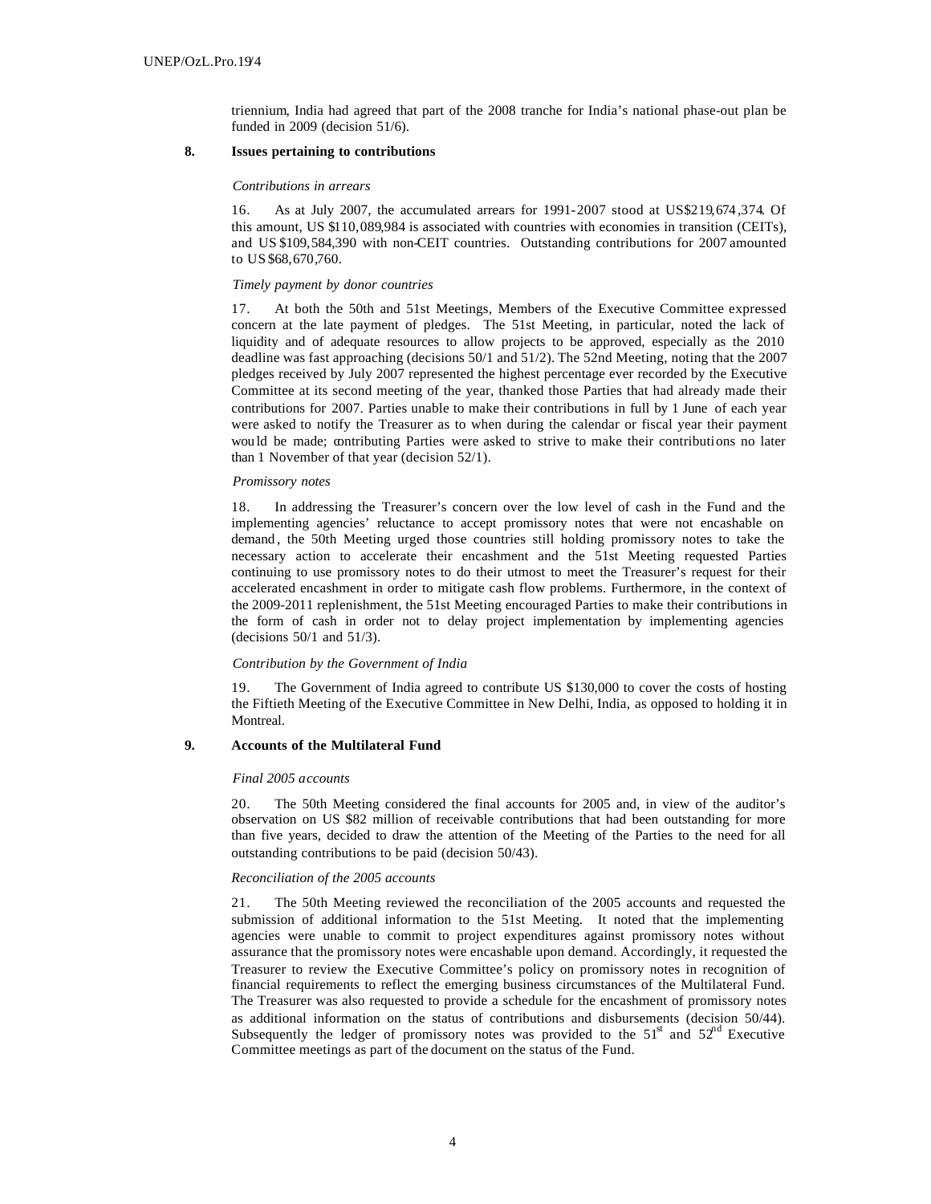triennium, India had agreed that part of the 2008 tranche for India's national phase-out plan be funded in 2009 (decision 51/6).

## 8. Issues pertaining to contributions

*Contributions in arrears*

16. As at July 2007, the accumulated arrears for 1991-2007 stood at US$219,674,374. Of this amount, US $110,089,984 is associated with countries with economies in transition (CEITs), and US $109,584,390 with non-CEIT countries. Outstanding contributions for 2007 amounted to US $68,670,760.

*Timely payment by donor countries*

17. At both the 50th and 51st Meetings, Members of the Executive Committee expressed concern at the late payment of pledges. The 51st Meeting, in particular, noted the lack of liquidity and of adequate resources to allow projects to be approved, especially as the 2010 deadline was fast approaching (decisions 50/1 and 51/2). The 52nd Meeting, noting that the 2007 pledges received by July 2007 represented the highest percentage ever recorded by the Executive Committee at its second meeting of the year, thanked those Parties that had already made their contributions for 2007. Parties unable to make their contributions in full by 1 June of each year were asked to notify the Treasurer as to when during the calendar or fiscal year their payment would be made; contributing Parties were asked to strive to make their contributions no later than 1 November of that year (decision 52/1).

*Promissory notes*

18. In addressing the Treasurer's concern over the low level of cash in the Fund and the implementing agencies' reluctance to accept promissory notes that were not encashable on demand, the 50th Meeting urged those countries still holding promissory notes to take the necessary action to accelerate their encashment and the 51st Meeting requested Parties continuing to use promissory notes to do their utmost to meet the Treasurer's request for their accelerated encashment in order to mitigate cash flow problems. Furthermore, in the context of the 2009-2011 replenishment, the 51st Meeting encouraged Parties to make their contributions in the form of cash in order not to delay project implementation by implementing agencies (decisions 50/1 and 51/3).

*Contribution by the Government of India*

19. The Government of India agreed to contribute US $130,000 to cover the costs of hosting the Fiftieth Meeting of the Executive Committee in New Delhi, India, as opposed to holding it in Montreal.

## 9. Accounts of the Multilateral Fund

*Final 2005 accounts*

20. The 50th Meeting considered the final accounts for 2005 and, in view of the auditor's observation on US $82 million of receivable contributions that had been outstanding for more than five years, decided to draw the attention of the Meeting of the Parties to the need for all outstanding contributions to be paid (decision 50/43).

*Reconciliation of the 2005 accounts*

21. The 50th Meeting reviewed the reconciliation of the 2005 accounts and requested the submission of additional information to the 51st Meeting. It noted that the implementing agencies were unable to commit to project expenditures against promissory notes without assurance that the promissory notes were encashable upon demand. Accordingly, it requested the Treasurer to review the Executive Committee's policy on promissory notes in recognition of financial requirements to reflect the emerging business circumstances of the Multilateral Fund. The Treasurer was also requested to provide a schedule for the encashment of promissory notes as additional information on the status of contributions and disbursements (decision 50/44). Subsequently the ledger of promissory notes was provided to the 51st and 52nd Executive Committee meetings as part of the document on the status of the Fund.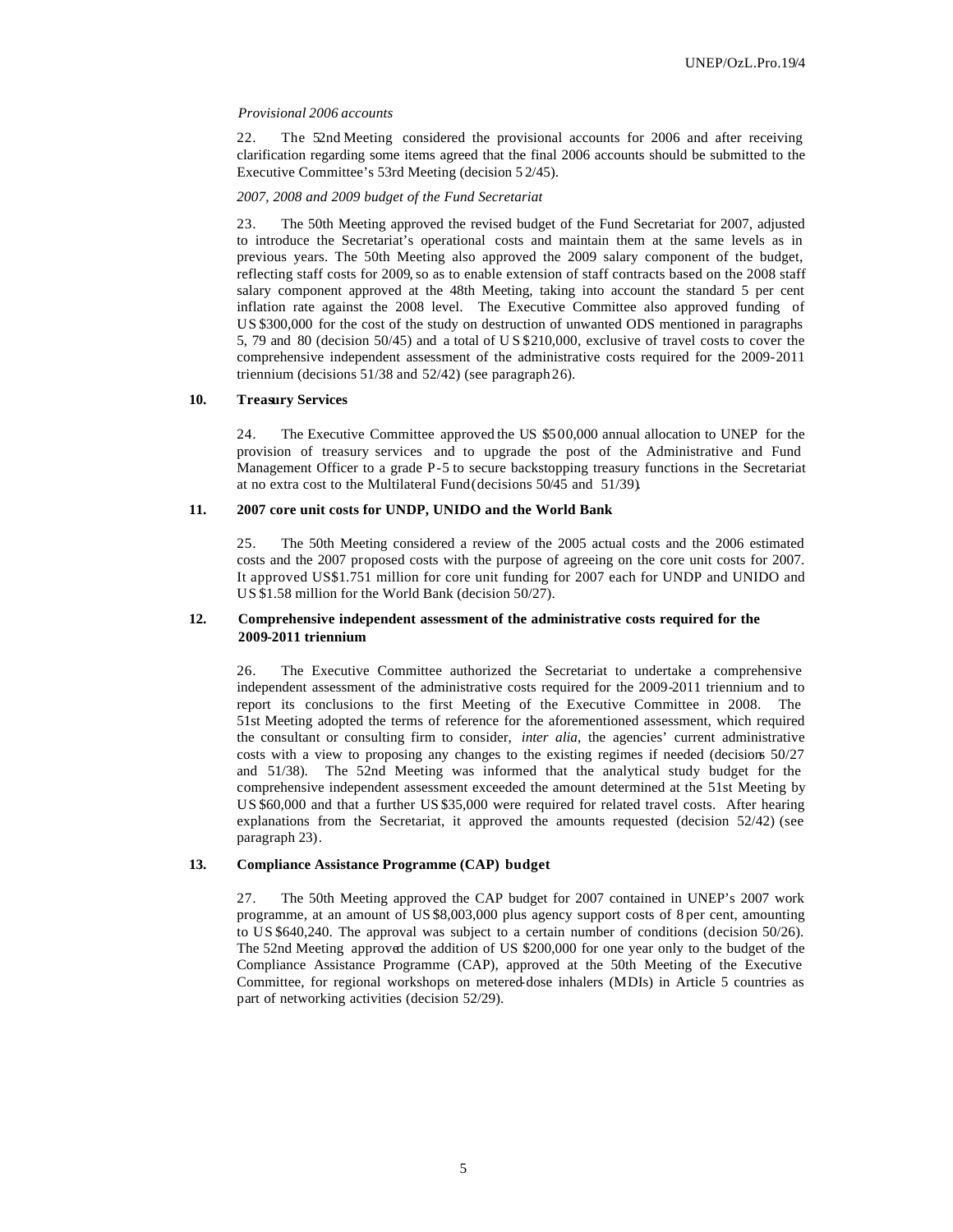*Provisional 2006 accounts*

22. The 52nd Meeting considered the provisional accounts for 2006 and after receiving clarification regarding some items agreed that the final 2006 accounts should be submitted to the Executive Committee's 53rd Meeting (decision 52/45).

*2007, 2008 and 2009 budget of the Fund Secretariat*

23. The 50th Meeting approved the revised budget of the Fund Secretariat for 2007, adjusted to introduce the Secretariat's operational costs and maintain them at the same levels as in previous years. The 50th Meeting also approved the 2009 salary component of the budget, reflecting staff costs for 2009, so as to enable extension of staff contracts based on the 2008 staff salary component approved at the 48th Meeting, taking into account the standard 5 per cent inflation rate against the 2008 level. The Executive Committee also approved funding of US $300,000 for the cost of the study on destruction of unwanted ODS mentioned in paragraphs 5, 79 and 80 (decision 50/45) and a total of US $210,000, exclusive of travel costs to cover the comprehensive independent assessment of the administrative costs required for the 2009-2011 triennium (decisions 51/38 and 52/42) (see paragraph 26).

### 10. Treasury Services

24. The Executive Committee approved the US $500,000 annual allocation to UNEP for the provision of treasury services and to upgrade the post of the Administrative and Fund Management Officer to a grade P-5 to secure backstopping treasury functions in the Secretariat at no extra cost to the Multilateral Fund (decisions 50/45 and 51/39).

### 11. 2007 core unit costs for UNDP, UNIDO and the World Bank

25. The 50th Meeting considered a review of the 2005 actual costs and the 2006 estimated costs and the 2007 proposed costs with the purpose of agreeing on the core unit costs for 2007. It approved US$1.751 million for core unit funding for 2007 each for UNDP and UNIDO and US $1.58 million for the World Bank (decision 50/27).

### 12. Comprehensive independent assessment of the administrative costs required for the 2009-2011 triennium

26. The Executive Committee authorized the Secretariat to undertake a comprehensive independent assessment of the administrative costs required for the 2009-2011 triennium and to report its conclusions to the first Meeting of the Executive Committee in 2008. The 51st Meeting adopted the terms of reference for the aforementioned assessment, which required the consultant or consulting firm to consider, *inter alia*, the agencies' current administrative costs with a view to proposing any changes to the existing regimes if needed (decisions 50/27 and 51/38). The 52nd Meeting was informed that the analytical study budget for the comprehensive independent assessment exceeded the amount determined at the 51st Meeting by US $60,000 and that a further US $35,000 were required for related travel costs. After hearing explanations from the Secretariat, it approved the amounts requested (decision 52/42) (see paragraph 23).

### 13. Compliance Assistance Programme (CAP) budget

27. The 50th Meeting approved the CAP budget for 2007 contained in UNEP's 2007 work programme, at an amount of US $8,003,000 plus agency support costs of 8 per cent, amounting to US $640,240. The approval was subject to a certain number of conditions (decision 50/26). The 52nd Meeting approved the addition of US $200,000 for one year only to the budget of the Compliance Assistance Programme (CAP), approved at the 50th Meeting of the Executive Committee, for regional workshops on metered-dose inhalers (MDIs) in Article 5 countries as part of networking activities (decision 52/29).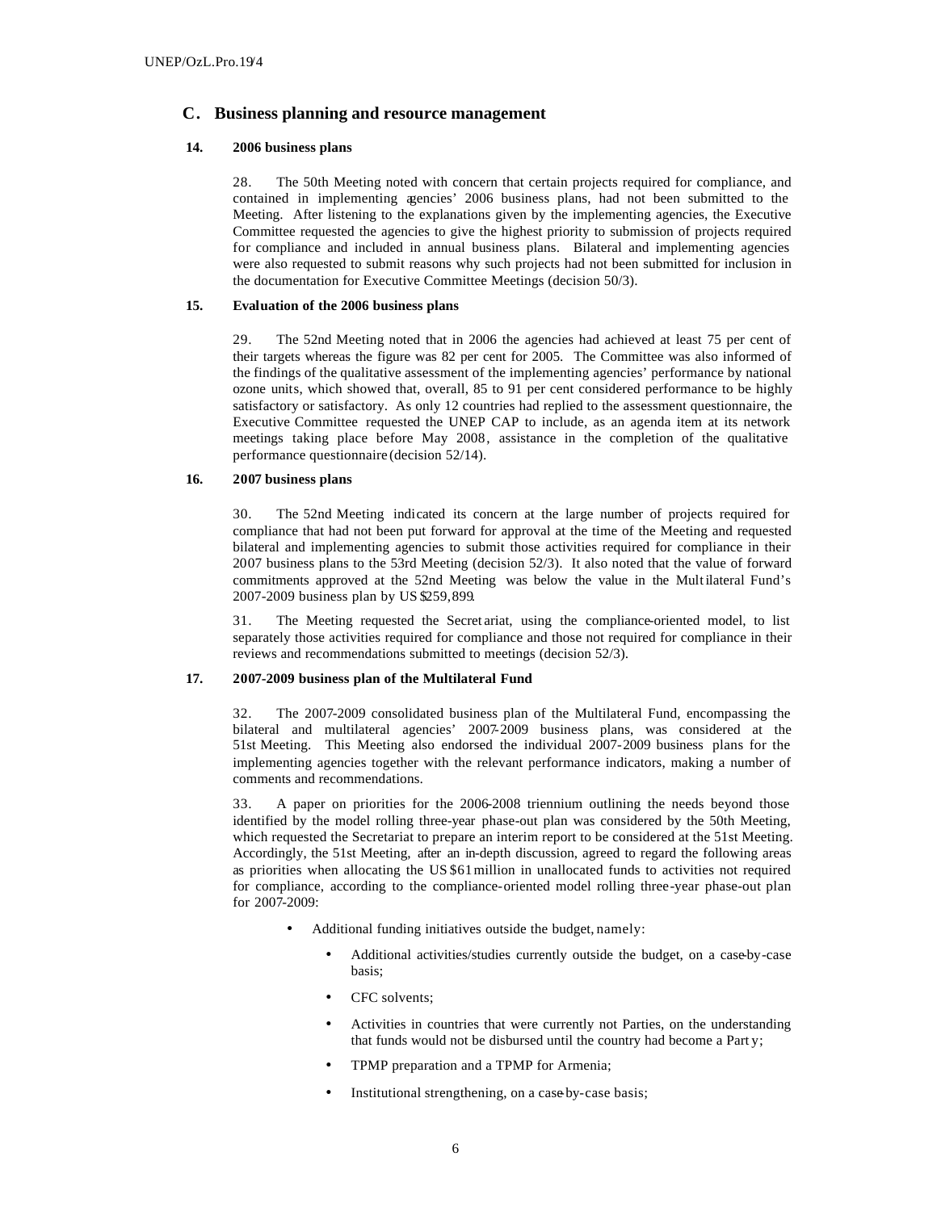## C. Business planning and resource management

### 14. 2006 business plans

28. The 50th Meeting noted with concern that certain projects required for compliance, and contained in implementing agencies' 2006 business plans, had not been submitted to the Meeting. After listening to the explanations given by the implementing agencies, the Executive Committee requested the agencies to give the highest priority to submission of projects required for compliance and included in annual business plans. Bilateral and implementing agencies were also requested to submit reasons why such projects had not been submitted for inclusion in the documentation for Executive Committee Meetings (decision 50/3).

### 15. Evaluation of the 2006 business plans

29. The 52nd Meeting noted that in 2006 the agencies had achieved at least 75 per cent of their targets whereas the figure was 82 per cent for 2005. The Committee was also informed of the findings of the qualitative assessment of the implementing agencies' performance by national ozone units, which showed that, overall, 85 to 91 per cent considered performance to be highly satisfactory or satisfactory. As only 12 countries had replied to the assessment questionnaire, the Executive Committee requested the UNEP CAP to include, as an agenda item at its network meetings taking place before May 2008, assistance in the completion of the qualitative performance questionnaire (decision 52/14).

### 16. 2007 business plans

30. The 52nd Meeting indicated its concern at the large number of projects required for compliance that had not been put forward for approval at the time of the Meeting and requested bilateral and implementing agencies to submit those activities required for compliance in their 2007 business plans to the 53rd Meeting (decision 52/3). It also noted that the value of forward commitments approved at the 52nd Meeting was below the value in the Multilateral Fund's 2007-2009 business plan by US $259,899.

31. The Meeting requested the Secretariat, using the compliance-oriented model, to list separately those activities required for compliance and those not required for compliance in their reviews and recommendations submitted to meetings (decision 52/3).

### 17. 2007-2009 business plan of the Multilateral Fund

32. The 2007-2009 consolidated business plan of the Multilateral Fund, encompassing the bilateral and multilateral agencies' 2007-2009 business plans, was considered at the 51st Meeting. This Meeting also endorsed the individual 2007-2009 business plans for the implementing agencies together with the relevant performance indicators, making a number of comments and recommendations.

33. A paper on priorities for the 2006-2008 triennium outlining the needs beyond those identified by the model rolling three-year phase-out plan was considered by the 50th Meeting, which requested the Secretariat to prepare an interim report to be considered at the 51st Meeting. Accordingly, the 51st Meeting, after an in-depth discussion, agreed to regard the following areas as priorities when allocating the US $61 million in unallocated funds to activities not required for compliance, according to the compliance-oriented model rolling three-year phase-out plan for 2007-2009:

- Additional funding initiatives outside the budget, namely:
  - Additional activities/studies currently outside the budget, on a case-by-case basis;
  - CFC solvents;
  - Activities in countries that were currently not Parties, on the understanding that funds would not be disbursed until the country had become a Party;
  - TPMP preparation and a TPMP for Armenia;
  - Institutional strengthening, on a case-by-case basis;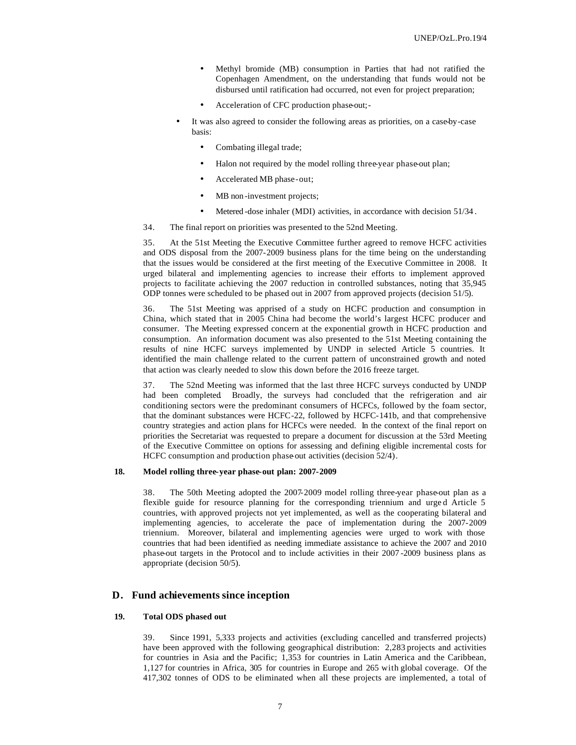- Methyl bromide (MB) consumption in Parties that had not ratified the Copenhagen Amendment, on the understanding that funds would not be disbursed until ratification had occurred, not even for project preparation;
- Acceleration of CFC production phase-out;-

- It was also agreed to consider the following areas as priorities, on a case-by-case basis:
  - Combating illegal trade;
  - Halon not required by the model rolling three-year phase-out plan;
  - Accelerated MB phase-out;
  - MB non-investment projects;
  - Metered-dose inhaler (MDI) activities, in accordance with decision 51/34.

34. The final report on priorities was presented to the 52nd Meeting.

35. At the 51st Meeting the Executive Committee further agreed to remove HCFC activities and ODS disposal from the 2007-2009 business plans for the time being on the understanding that the issues would be considered at the first meeting of the Executive Committee in 2008. It urged bilateral and implementing agencies to increase their efforts to implement approved projects to facilitate achieving the 2007 reduction in controlled substances, noting that 35,945 ODP tonnes were scheduled to be phased out in 2007 from approved projects (decision 51/5).

36. The 51st Meeting was apprised of a study on HCFC production and consumption in China, which stated that in 2005 China had become the world's largest HCFC producer and consumer. The Meeting expressed concern at the exponential growth in HCFC production and consumption. An information document was also presented to the 51st Meeting containing the results of nine HCFC surveys implemented by UNDP in selected Article 5 countries. It identified the main challenge related to the current pattern of unconstrained growth and noted that action was clearly needed to slow this down before the 2016 freeze target.

37. The 52nd Meeting was informed that the last three HCFC surveys conducted by UNDP had been completed. Broadly, the surveys had concluded that the refrigeration and air conditioning sectors were the predominant consumers of HCFCs, followed by the foam sector, that the dominant substances were HCFC-22, followed by HCFC-141b, and that comprehensive country strategies and action plans for HCFCs were needed. In the context of the final report on priorities the Secretariat was requested to prepare a document for discussion at the 53rd Meeting of the Executive Committee on options for assessing and defining eligible incremental costs for HCFC consumption and production phase-out activities (decision 52/4).

### 18. Model rolling three-year phase-out plan: 2007-2009

38. The 50th Meeting adopted the 2007-2009 model rolling three-year phase-out plan as a flexible guide for resource planning for the corresponding triennium and urged Article 5 countries, with approved projects not yet implemented, as well as the cooperating bilateral and implementing agencies, to accelerate the pace of implementation during the 2007-2009 triennium. Moreover, bilateral and implementing agencies were urged to work with those countries that had been identified as needing immediate assistance to achieve the 2007 and 2010 phase-out targets in the Protocol and to include activities in their 2007-2009 business plans as appropriate (decision 50/5).

## D. Fund achievements since inception

### 19. Total ODS phased out

39. Since 1991, 5,333 projects and activities (excluding cancelled and transferred projects) have been approved with the following geographical distribution: 2,283 projects and activities for countries in Asia and the Pacific; 1,353 for countries in Latin America and the Caribbean, 1,127 for countries in Africa, 305 for countries in Europe and 265 with global coverage. Of the 417,302 tonnes of ODS to be eliminated when all these projects are implemented, a total of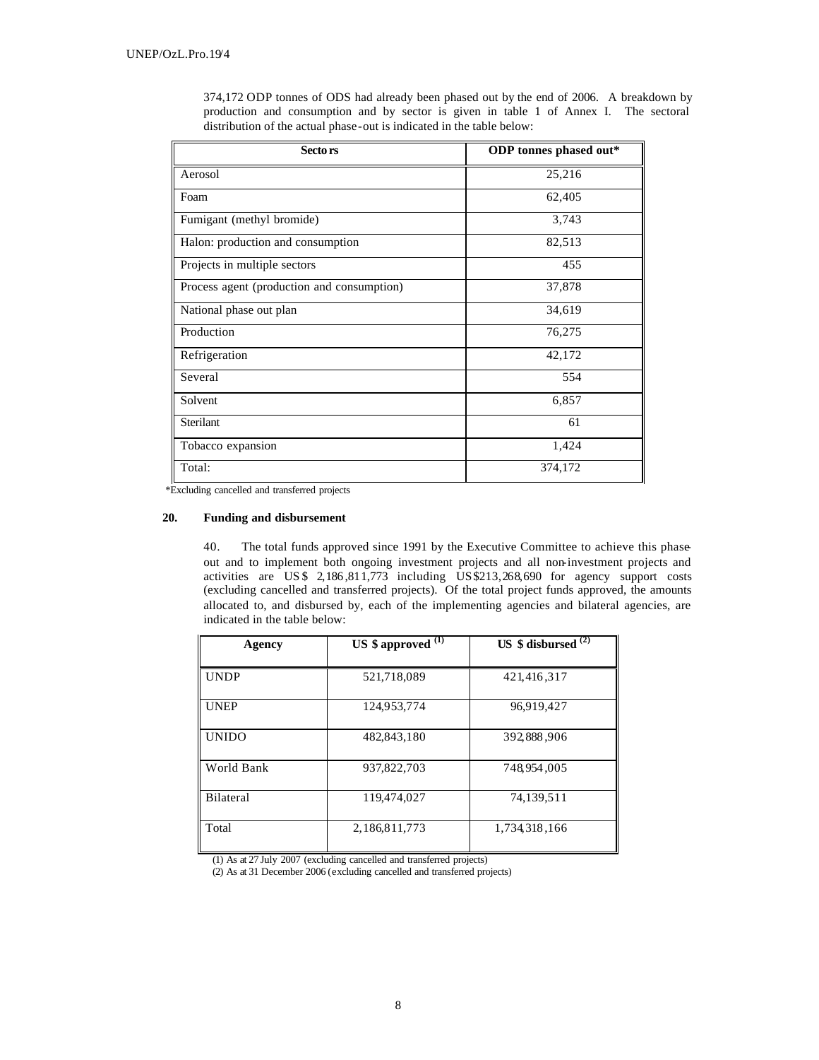374,172 ODP tonnes of ODS had already been phased out by the end of 2006. A breakdown by production and consumption and by sector is given in table 1 of Annex I. The sectoral distribution of the actual phase-out is indicated in the table below:

| Sectors | ODP tonnes phased out* |
|---|---|
| Aerosol | 25,216 |
| Foam | 62,405 |
| Fumigant (methyl bromide) | 3,743 |
| Halon: production and consumption | 82,513 |
| Projects in multiple sectors | 455 |
| Process agent (production and consumption) | 37,878 |
| National phase out plan | 34,619 |
| Production | 76,275 |
| Refrigeration | 42,172 |
| Several | 554 |
| Solvent | 6,857 |
| Sterilant | 61 |
| Tobacco expansion | 1,424 |
| Total: | 374,172 |

*Excluding cancelled and transferred projects

## 20. Funding and disbursement

40. The total funds approved since 1991 by the Executive Committee to achieve this phase-out and to implement both ongoing investment projects and all non-investment projects and activities are US$ 2,186,811,773 including US$213,268,690 for agency support costs (excluding cancelled and transferred projects). Of the total project funds approved, the amounts allocated to, and disbursed by, each of the implementing agencies and bilateral agencies, are indicated in the table below:

| Agency | US $ approved (1) | US $ disbursed (2) |
|---|---|---|
| UNDP | 521,718,089 | 421,416,317 |
| UNEP | 124,953,774 | 96,919,427 |
| UNIDO | 482,843,180 | 392,888,906 |
| World Bank | 937,822,703 | 748,954,005 |
| Bilateral | 119,474,027 | 74,139,511 |
| Total | 2,186,811,773 | 1,734,318,166 |

(1) As at 27 July 2007 (excluding cancelled and transferred projects)
(2) As at 31 December 2006 (excluding cancelled and transferred projects)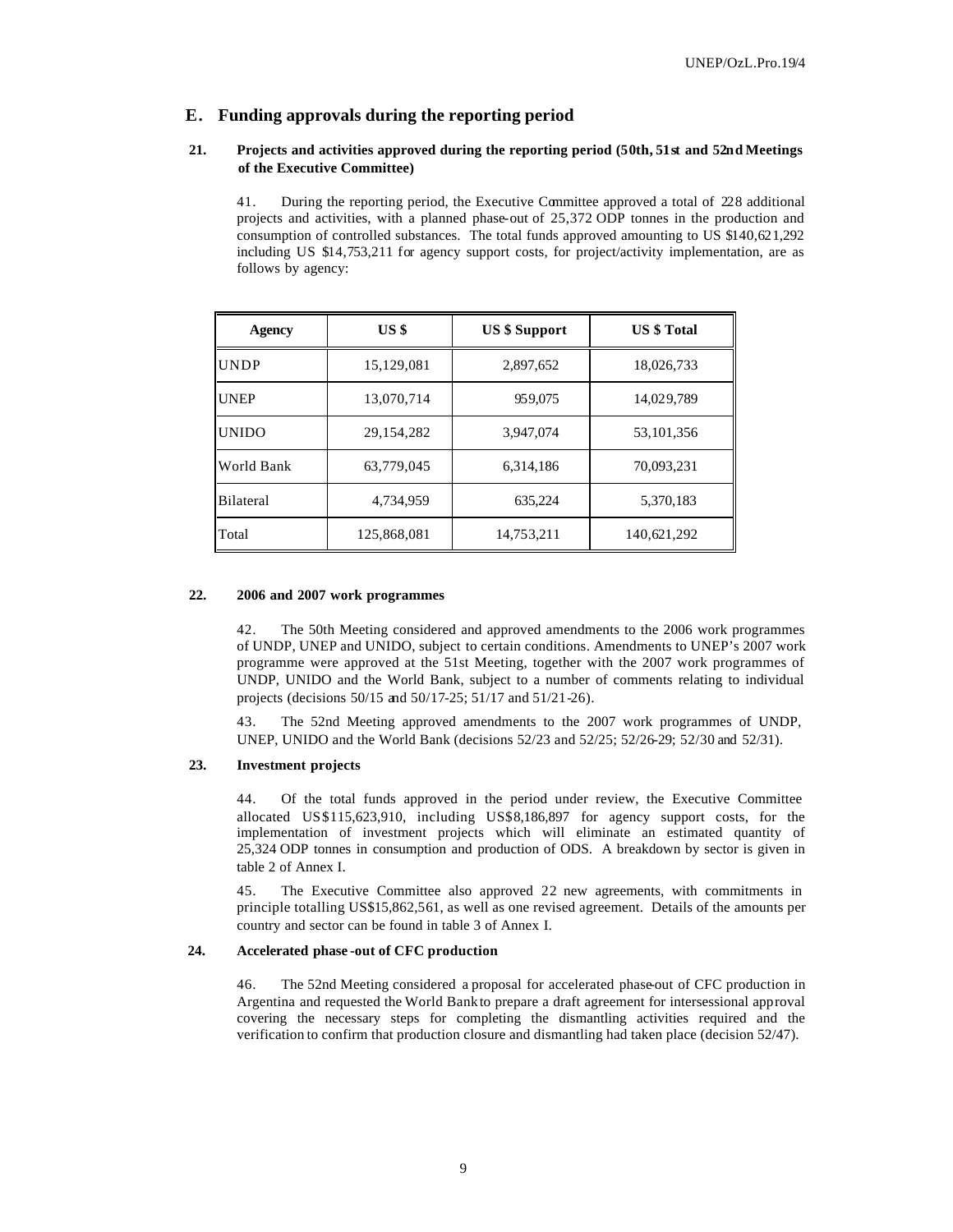## E. Funding approvals during the reporting period

### 21. Projects and activities approved during the reporting period (50th, 51st and 52nd Meetings of the Executive Committee)

41. During the reporting period, the Executive Committee approved a total of 228 additional projects and activities, with a planned phase-out of 25,372 ODP tonnes in the production and consumption of controlled substances. The total funds approved amounting to US $140,621,292 including US $14,753,211 for agency support costs, for project/activity implementation, are as follows by agency:

| Agency | US $ | US $ Support | US $ Total |
|---|---|---|---|
| UNDP | 15,129,081 | 2,897,652 | 18,026,733 |
| UNEP | 13,070,714 | 959,075 | 14,029,789 |
| UNIDO | 29,154,282 | 3,947,074 | 53,101,356 |
| World Bank | 63,779,045 | 6,314,186 | 70,093,231 |
| Bilateral | 4,734,959 | 635,224 | 5,370,183 |
| Total | 125,868,081 | 14,753,211 | 140,621,292 |

### 22. 2006 and 2007 work programmes

42. The 50th Meeting considered and approved amendments to the 2006 work programmes of UNDP, UNEP and UNIDO, subject to certain conditions. Amendments to UNEP's 2007 work programme were approved at the 51st Meeting, together with the 2007 work programmes of UNDP, UNIDO and the World Bank, subject to a number of comments relating to individual projects (decisions 50/15 and 50/17-25; 51/17 and 51/21-26).

43. The 52nd Meeting approved amendments to the 2007 work programmes of UNDP, UNEP, UNIDO and the World Bank (decisions 52/23 and 52/25; 52/26-29; 52/30 and 52/31).

### 23. Investment projects

44. Of the total funds approved in the period under review, the Executive Committee allocated US$115,623,910, including US$8,186,897 for agency support costs, for the implementation of investment projects which will eliminate an estimated quantity of 25,324 ODP tonnes in consumption and production of ODS. A breakdown by sector is given in table 2 of Annex I.

45. The Executive Committee also approved 22 new agreements, with commitments in principle totalling US$15,862,561, as well as one revised agreement. Details of the amounts per country and sector can be found in table 3 of Annex I.

### 24. Accelerated phase-out of CFC production

46. The 52nd Meeting considered a proposal for accelerated phase-out of CFC production in Argentina and requested the World Bank to prepare a draft agreement for intersessional approval covering the necessary steps for completing the dismantling activities required and the verification to confirm that production closure and dismantling had taken place (decision 52/47).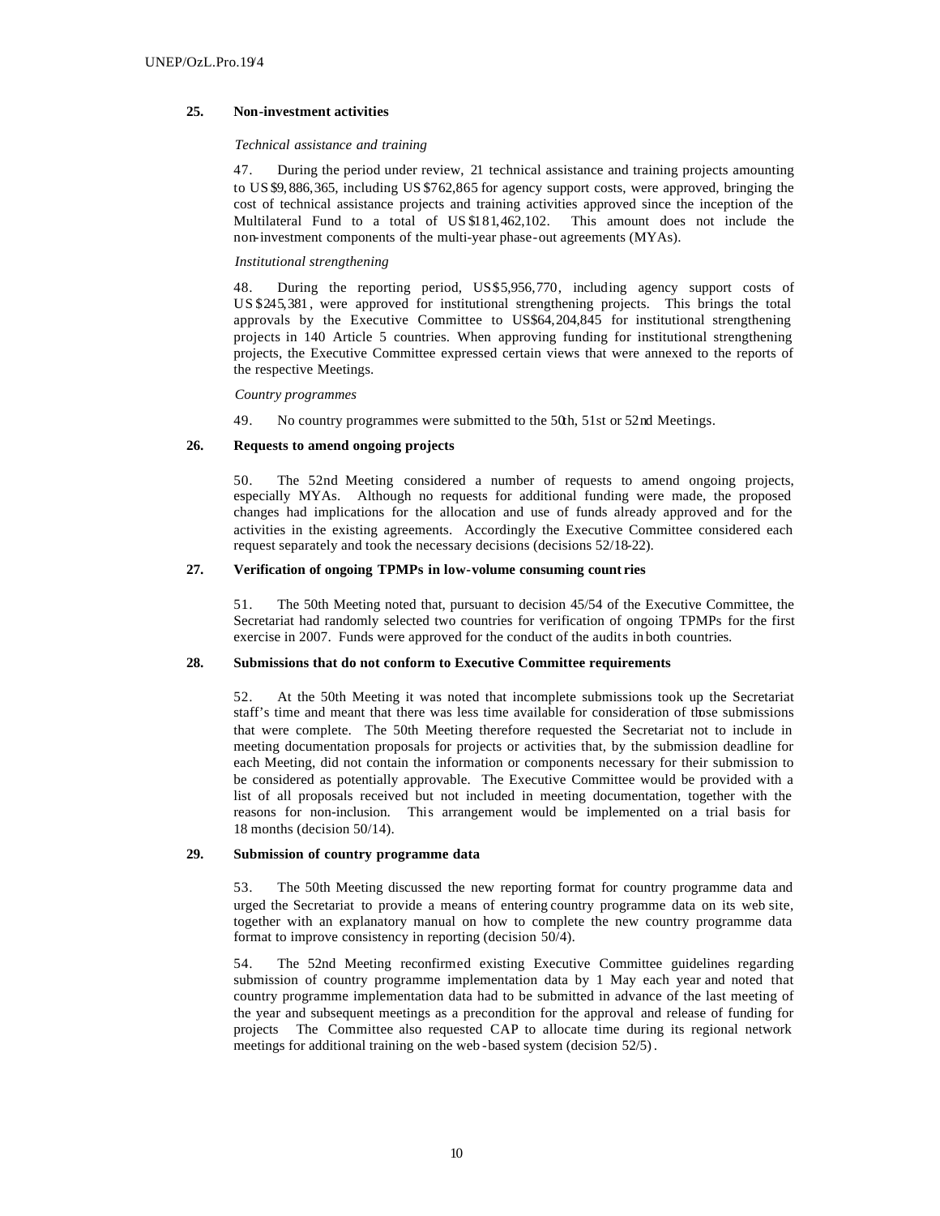## 25. Non-investment activities

*Technical assistance and training*

47. During the period under review, 21 technical assistance and training projects amounting to US$9,886,365, including US$762,865 for agency support costs, were approved, bringing the cost of technical assistance projects and training activities approved since the inception of the Multilateral Fund to a total of US$181,462,102. This amount does not include the non-investment components of the multi-year phase-out agreements (MYAs).

*Institutional strengthening*

48. During the reporting period, US$5,956,770, including agency support costs of US$245,381, were approved for institutional strengthening projects. This brings the total approvals by the Executive Committee to US$64,204,845 for institutional strengthening projects in 140 Article 5 countries. When approving funding for institutional strengthening projects, the Executive Committee expressed certain views that were annexed to the reports of the respective Meetings.

*Country programmes*

49. No country programmes were submitted to the 50th, 51st or 52nd Meetings.

## 26. Requests to amend ongoing projects

50. The 52nd Meeting considered a number of requests to amend ongoing projects, especially MYAs. Although no requests for additional funding were made, the proposed changes had implications for the allocation and use of funds already approved and for the activities in the existing agreements. Accordingly the Executive Committee considered each request separately and took the necessary decisions (decisions 52/18-22).

## 27. Verification of ongoing TPMPs in low-volume consuming countries

51. The 50th Meeting noted that, pursuant to decision 45/54 of the Executive Committee, the Secretariat had randomly selected two countries for verification of ongoing TPMPs for the first exercise in 2007. Funds were approved for the conduct of the audits in both countries.

## 28. Submissions that do not conform to Executive Committee requirements

52. At the 50th Meeting it was noted that incomplete submissions took up the Secretariat staff's time and meant that there was less time available for consideration of those submissions that were complete. The 50th Meeting therefore requested the Secretariat not to include in meeting documentation proposals for projects or activities that, by the submission deadline for each Meeting, did not contain the information or components necessary for their submission to be considered as potentially approvable. The Executive Committee would be provided with a list of all proposals received but not included in meeting documentation, together with the reasons for non-inclusion. This arrangement would be implemented on a trial basis for 18 months (decision 50/14).

## 29. Submission of country programme data

53. The 50th Meeting discussed the new reporting format for country programme data and urged the Secretariat to provide a means of entering country programme data on its web site, together with an explanatory manual on how to complete the new country programme data format to improve consistency in reporting (decision 50/4).

54. The 52nd Meeting reconfirmed existing Executive Committee guidelines regarding submission of country programme implementation data by 1 May each year and noted that country programme implementation data had to be submitted in advance of the last meeting of the year and subsequent meetings as a precondition for the approval and release of funding for projects The Committee also requested CAP to allocate time during its regional network meetings for additional training on the web-based system (decision 52/5).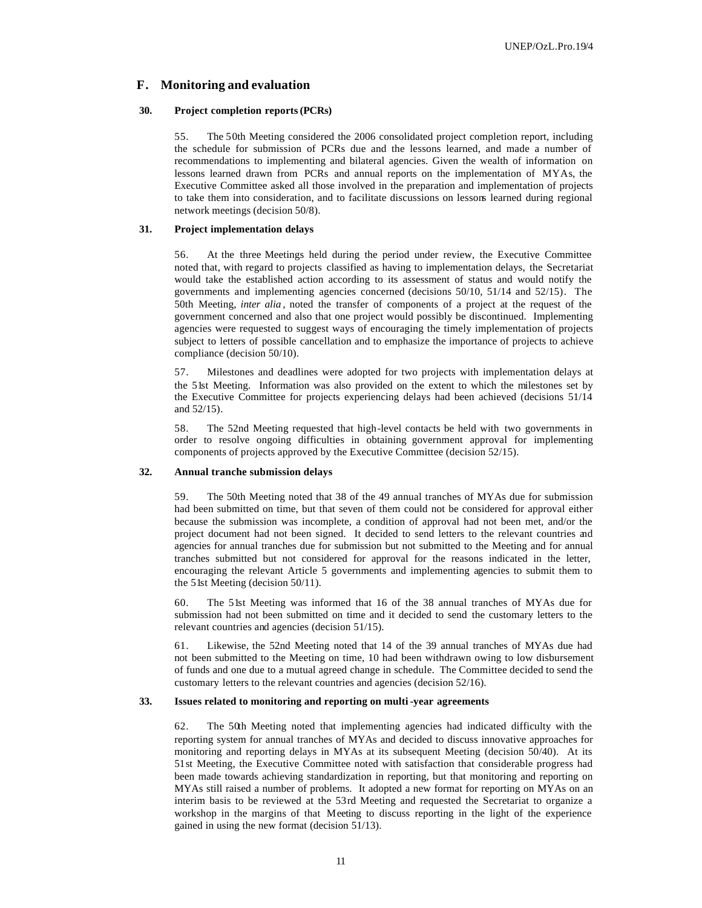## F. Monitoring and evaluation

### 30. Project completion reports (PCRs)

55. The 50th Meeting considered the 2006 consolidated project completion report, including the schedule for submission of PCRs due and the lessons learned, and made a number of recommendations to implementing and bilateral agencies. Given the wealth of information on lessons learned drawn from PCRs and annual reports on the implementation of MYAs, the Executive Committee asked all those involved in the preparation and implementation of projects to take them into consideration, and to facilitate discussions on lessons learned during regional network meetings (decision 50/8).

### 31. Project implementation delays

56. At the three Meetings held during the period under review, the Executive Committee noted that, with regard to projects classified as having to implementation delays, the Secretariat would take the established action according to its assessment of status and would notify the governments and implementing agencies concerned (decisions 50/10, 51/14 and 52/15). The 50th Meeting, *inter alia*, noted the transfer of components of a project at the request of the government concerned and also that one project would possibly be discontinued. Implementing agencies were requested to suggest ways of encouraging the timely implementation of projects subject to letters of possible cancellation and to emphasize the importance of projects to achieve compliance (decision 50/10).

57. Milestones and deadlines were adopted for two projects with implementation delays at the 51st Meeting. Information was also provided on the extent to which the milestones set by the Executive Committee for projects experiencing delays had been achieved (decisions 51/14 and 52/15).

58. The 52nd Meeting requested that high-level contacts be held with two governments in order to resolve ongoing difficulties in obtaining government approval for implementing components of projects approved by the Executive Committee (decision 52/15).

### 32. Annual tranche submission delays

59. The 50th Meeting noted that 38 of the 49 annual tranches of MYAs due for submission had been submitted on time, but that seven of them could not be considered for approval either because the submission was incomplete, a condition of approval had not been met, and/or the project document had not been signed. It decided to send letters to the relevant countries and agencies for annual tranches due for submission but not submitted to the Meeting and for annual tranches submitted but not considered for approval for the reasons indicated in the letter, encouraging the relevant Article 5 governments and implementing agencies to submit them to the 51st Meeting (decision 50/11).

60. The 51st Meeting was informed that 16 of the 38 annual tranches of MYAs due for submission had not been submitted on time and it decided to send the customary letters to the relevant countries and agencies (decision 51/15).

61. Likewise, the 52nd Meeting noted that 14 of the 39 annual tranches of MYAs due had not been submitted to the Meeting on time, 10 had been withdrawn owing to low disbursement of funds and one due to a mutual agreed change in schedule. The Committee decided to send the customary letters to the relevant countries and agencies (decision 52/16).

### 33. Issues related to monitoring and reporting on multi-year agreements

62. The 50th Meeting noted that implementing agencies had indicated difficulty with the reporting system for annual tranches of MYAs and decided to discuss innovative approaches for monitoring and reporting delays in MYAs at its subsequent Meeting (decision 50/40). At its 51st Meeting, the Executive Committee noted with satisfaction that considerable progress had been made towards achieving standardization in reporting, but that monitoring and reporting on MYAs still raised a number of problems. It adopted a new format for reporting on MYAs on an interim basis to be reviewed at the 53rd Meeting and requested the Secretariat to organize a workshop in the margins of that Meeting to discuss reporting in the light of the experience gained in using the new format (decision 51/13).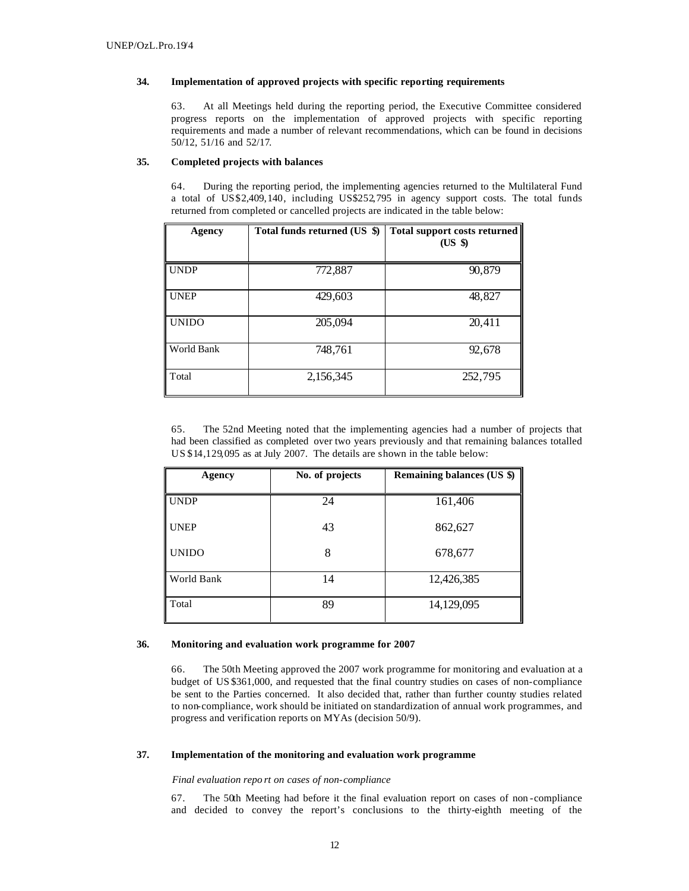### 34. Implementation of approved projects with specific reporting requirements

63. At all Meetings held during the reporting period, the Executive Committee considered progress reports on the implementation of approved projects with specific reporting requirements and made a number of relevant recommendations, which can be found in decisions 50/12, 51/16 and 52/17.

### 35. Completed projects with balances

64. During the reporting period, the implementing agencies returned to the Multilateral Fund a total of US$2,409,140, including US$252,795 in agency support costs. The total funds returned from completed or cancelled projects are indicated in the table below:

| Agency | Total funds returned (US $) | Total support costs returned (US $) |
|---|---|---|
| UNDP | 772,887 | 90,879 |
| UNEP | 429,603 | 48,827 |
| UNIDO | 205,094 | 20,411 |
| World Bank | 748,761 | 92,678 |
| Total | 2,156,345 | 252,795 |

65. The 52nd Meeting noted that the implementing agencies had a number of projects that had been classified as completed over two years previously and that remaining balances totalled US$14,129,095 as at July 2007. The details are shown in the table below:

| Agency | No. of projects | Remaining balances (US $) |
|---|---|---|
| UNDP | 24 | 161,406 |
| UNEP | 43 | 862,627 |
| UNIDO | 8 | 678,677 |
| World Bank | 14 | 12,426,385 |
| Total | 89 | 14,129,095 |

### 36. Monitoring and evaluation work programme for 2007

66. The 50th Meeting approved the 2007 work programme for monitoring and evaluation at a budget of US$361,000, and requested that the final country studies on cases of non-compliance be sent to the Parties concerned. It also decided that, rather than further country studies related to non-compliance, work should be initiated on standardization of annual work programmes, and progress and verification reports on MYAs (decision 50/9).

### 37. Implementation of the monitoring and evaluation work programme

*Final evaluation report on cases of non-compliance*

67. The 50th Meeting had before it the final evaluation report on cases of non-compliance and decided to convey the report's conclusions to the thirty-eighth meeting of the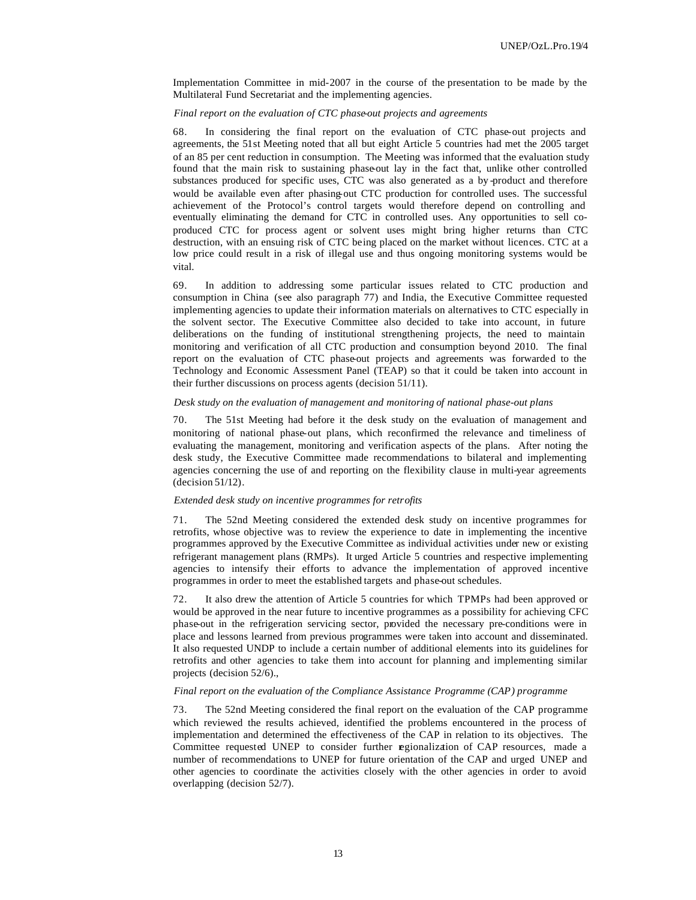Implementation Committee in mid-2007 in the course of the presentation to be made by the Multilateral Fund Secretariat and the implementing agencies.

*Final report on the evaluation of CTC phase-out projects and agreements*

68. In considering the final report on the evaluation of CTC phase-out projects and agreements, the 51st Meeting noted that all but eight Article 5 countries had met the 2005 target of an 85 per cent reduction in consumption. The Meeting was informed that the evaluation study found that the main risk to sustaining phase-out lay in the fact that, unlike other controlled substances produced for specific uses, CTC was also generated as a by-product and therefore would be available even after phasing-out CTC production for controlled uses. The successful achievement of the Protocol's control targets would therefore depend on controlling and eventually eliminating the demand for CTC in controlled uses. Any opportunities to sell co-produced CTC for process agent or solvent uses might bring higher returns than CTC destruction, with an ensuing risk of CTC being placed on the market without licences. CTC at a low price could result in a risk of illegal use and thus ongoing monitoring systems would be vital.

69. In addition to addressing some particular issues related to CTC production and consumption in China (see also paragraph 77) and India, the Executive Committee requested implementing agencies to update their information materials on alternatives to CTC especially in the solvent sector. The Executive Committee also decided to take into account, in future deliberations on the funding of institutional strengthening projects, the need to maintain monitoring and verification of all CTC production and consumption beyond 2010. The final report on the evaluation of CTC phase-out projects and agreements was forwarded to the Technology and Economic Assessment Panel (TEAP) so that it could be taken into account in their further discussions on process agents (decision 51/11).

*Desk study on the evaluation of management and monitoring of national phase-out plans*

70. The 51st Meeting had before it the desk study on the evaluation of management and monitoring of national phase-out plans, which reconfirmed the relevance and timeliness of evaluating the management, monitoring and verification aspects of the plans. After noting the desk study, the Executive Committee made recommendations to bilateral and implementing agencies concerning the use of and reporting on the flexibility clause in multi-year agreements (decision 51/12).

*Extended desk study on incentive programmes for retrofits*

71. The 52nd Meeting considered the extended desk study on incentive programmes for retrofits, whose objective was to review the experience to date in implementing the incentive programmes approved by the Executive Committee as individual activities under new or existing refrigerant management plans (RMPs). It urged Article 5 countries and respective implementing agencies to intensify their efforts to advance the implementation of approved incentive programmes in order to meet the established targets and phase-out schedules.

72. It also drew the attention of Article 5 countries for which TPMPs had been approved or would be approved in the near future to incentive programmes as a possibility for achieving CFC phase-out in the refrigeration servicing sector, provided the necessary pre-conditions were in place and lessons learned from previous programmes were taken into account and disseminated. It also requested UNDP to include a certain number of additional elements into its guidelines for retrofits and other agencies to take them into account for planning and implementing similar projects (decision 52/6).,

*Final report on the evaluation of the Compliance Assistance Programme (CAP) programme*

73. The 52nd Meeting considered the final report on the evaluation of the CAP programme which reviewed the results achieved, identified the problems encountered in the process of implementation and determined the effectiveness of the CAP in relation to its objectives. The Committee requested UNEP to consider further regionalization of CAP resources, made a number of recommendations to UNEP for future orientation of the CAP and urged UNEP and other agencies to coordinate the activities closely with the other agencies in order to avoid overlapping (decision 52/7).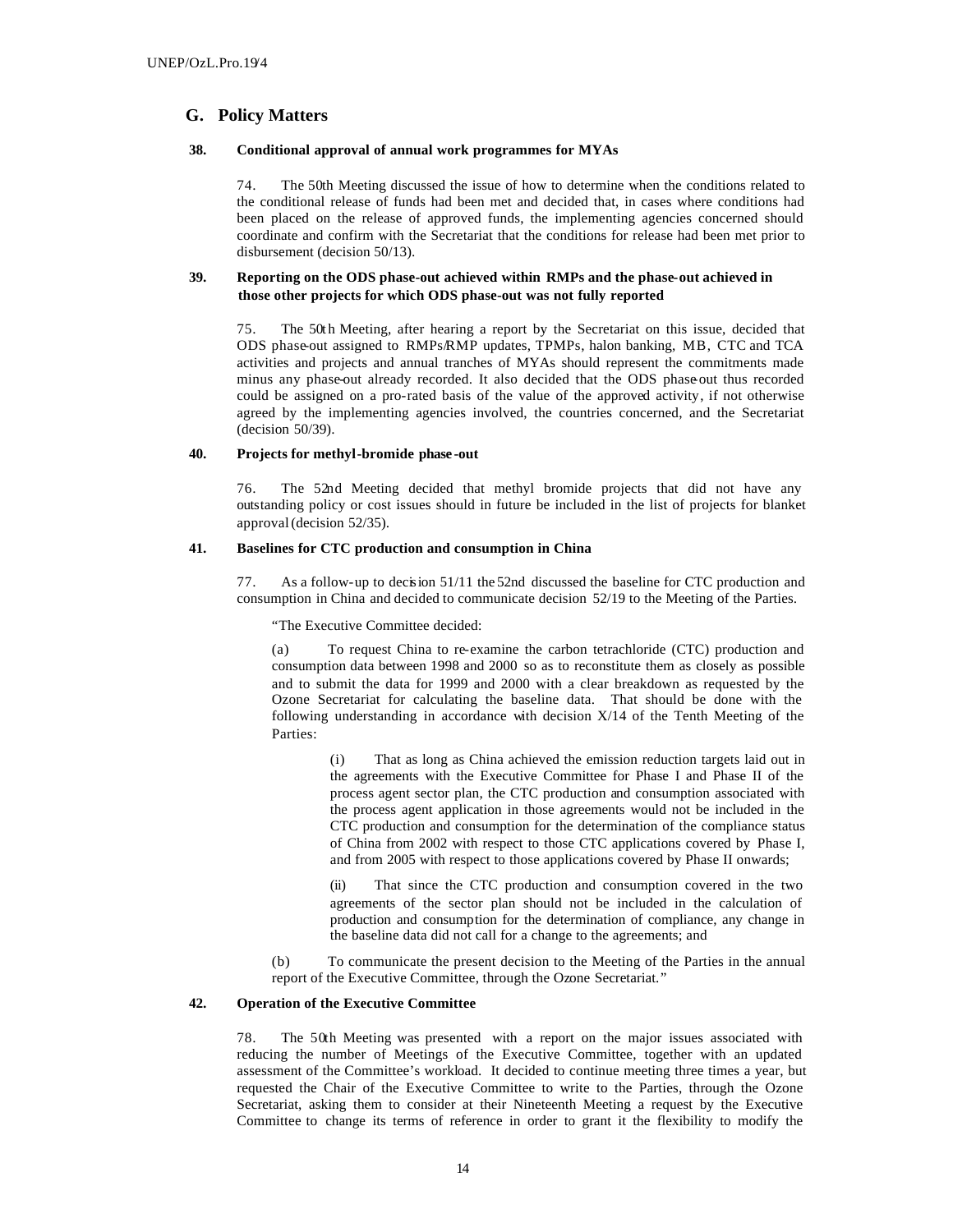## G. Policy Matters

**38. Conditional approval of annual work programmes for MYAs**

74. The 50th Meeting discussed the issue of how to determine when the conditions related to the conditional release of funds had been met and decided that, in cases where conditions had been placed on the release of approved funds, the implementing agencies concerned should coordinate and confirm with the Secretariat that the conditions for release had been met prior to disbursement (decision 50/13).

**39. Reporting on the ODS phase-out achieved within RMPs and the phase-out achieved in those other projects for which ODS phase-out was not fully reported**

75. The 50th Meeting, after hearing a report by the Secretariat on this issue, decided that ODS phase-out assigned to RMPs/RMP updates, TPMPs, halon banking, MB, CTC and TCA activities and projects and annual tranches of MYAs should represent the commitments made minus any phase-out already recorded. It also decided that the ODS phase-out thus recorded could be assigned on a pro-rated basis of the value of the approved activity, if not otherwise agreed by the implementing agencies involved, the countries concerned, and the Secretariat (decision 50/39).

**40. Projects for methyl-bromide phase-out**

76. The 52nd Meeting decided that methyl bromide projects that did not have any outstanding policy or cost issues should in future be included in the list of projects for blanket approval (decision 52/35).

**41. Baselines for CTC production and consumption in China**

77. As a follow-up to decision 51/11 the 52nd discussed the baseline for CTC production and consumption in China and decided to communicate decision 52/19 to the Meeting of the Parties.

"The Executive Committee decided:

(a) To request China to re-examine the carbon tetrachloride (CTC) production and consumption data between 1998 and 2000 so as to reconstitute them as closely as possible and to submit the data for 1999 and 2000 with a clear breakdown as requested by the Ozone Secretariat for calculating the baseline data. That should be done with the following understanding in accordance with decision X/14 of the Tenth Meeting of the Parties:

(i) That as long as China achieved the emission reduction targets laid out in the agreements with the Executive Committee for Phase I and Phase II of the process agent sector plan, the CTC production and consumption associated with the process agent application in those agreements would not be included in the CTC production and consumption for the determination of the compliance status of China from 2002 with respect to those CTC applications covered by Phase I, and from 2005 with respect to those applications covered by Phase II onwards;

(ii) That since the CTC production and consumption covered in the two agreements of the sector plan should not be included in the calculation of production and consumption for the determination of compliance, any change in the baseline data did not call for a change to the agreements; and

(b) To communicate the present decision to the Meeting of the Parties in the annual report of the Executive Committee, through the Ozone Secretariat."

**42. Operation of the Executive Committee**

78. The 50th Meeting was presented with a report on the major issues associated with reducing the number of Meetings of the Executive Committee, together with an updated assessment of the Committee's workload. It decided to continue meeting three times a year, but requested the Chair of the Executive Committee to write to the Parties, through the Ozone Secretariat, asking them to consider at their Nineteenth Meeting a request by the Executive Committee to change its terms of reference in order to grant it the flexibility to modify the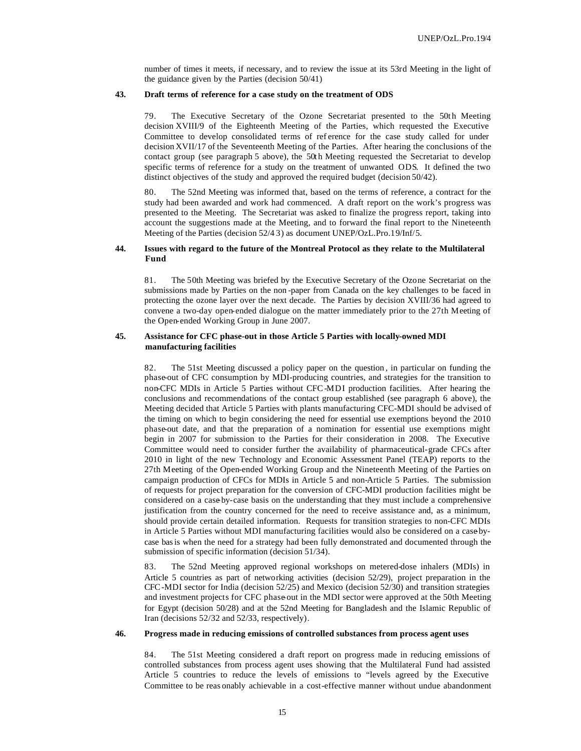number of times it meets, if necessary, and to review the issue at its 53rd Meeting in the light of the guidance given by the Parties (decision 50/41)

**43. Draft terms of reference for a case study on the treatment of ODS**

79. The Executive Secretary of the Ozone Secretariat presented to the 50th Meeting decision XVIII/9 of the Eighteenth Meeting of the Parties, which requested the Executive Committee to develop consolidated terms of reference for the case study called for under decision XVII/17 of the Seventeenth Meeting of the Parties. After hearing the conclusions of the contact group (see paragraph 5 above), the 50th Meeting requested the Secretariat to develop specific terms of reference for a study on the treatment of unwanted ODS. It defined the two distinct objectives of the study and approved the required budget (decision 50/42).

80. The 52nd Meeting was informed that, based on the terms of reference, a contract for the study had been awarded and work had commenced. A draft report on the work's progress was presented to the Meeting. The Secretariat was asked to finalize the progress report, taking into account the suggestions made at the Meeting, and to forward the final report to the Nineteenth Meeting of the Parties (decision 52/43) as document UNEP/OzL.Pro.19/Inf/5.

**44. Issues with regard to the future of the Montreal Protocol as they relate to the Multilateral Fund**

81. The 50th Meeting was briefed by the Executive Secretary of the Ozone Secretariat on the submissions made by Parties on the non-paper from Canada on the key challenges to be faced in protecting the ozone layer over the next decade. The Parties by decision XVIII/36 had agreed to convene a two-day open-ended dialogue on the matter immediately prior to the 27th Meeting of the Open-ended Working Group in June 2007.

**45. Assistance for CFC phase-out in those Article 5 Parties with locally-owned MDI manufacturing facilities**

82. The 51st Meeting discussed a policy paper on the question, in particular on funding the phase-out of CFC consumption by MDI-producing countries, and strategies for the transition to non-CFC MDIs in Article 5 Parties without CFC-MDI production facilities. After hearing the conclusions and recommendations of the contact group established (see paragraph 6 above), the Meeting decided that Article 5 Parties with plants manufacturing CFC-MDI should be advised of the timing on which to begin considering the need for essential use exemptions beyond the 2010 phase-out date, and that the preparation of a nomination for essential use exemptions might begin in 2007 for submission to the Parties for their consideration in 2008. The Executive Committee would need to consider further the availability of pharmaceutical-grade CFCs after 2010 in light of the new Technology and Economic Assessment Panel (TEAP) reports to the 27th Meeting of the Open-ended Working Group and the Nineteenth Meeting of the Parties on campaign production of CFCs for MDIs in Article 5 and non-Article 5 Parties. The submission of requests for project preparation for the conversion of CFC-MDI production facilities might be considered on a case-by-case basis on the understanding that they must include a comprehensive justification from the country concerned for the need to receive assistance and, as a minimum, should provide certain detailed information. Requests for transition strategies to non-CFC MDIs in Article 5 Parties without MDI manufacturing facilities would also be considered on a case-by-case basis when the need for a strategy had been fully demonstrated and documented through the submission of specific information (decision 51/34).

83. The 52nd Meeting approved regional workshops on metered-dose inhalers (MDIs) in Article 5 countries as part of networking activities (decision 52/29), project preparation in the CFC-MDI sector for India (decision 52/25) and Mexico (decision 52/30) and transition strategies and investment projects for CFC phase-out in the MDI sector were approved at the 50th Meeting for Egypt (decision 50/28) and at the 52nd Meeting for Bangladesh and the Islamic Republic of Iran (decisions 52/32 and 52/33, respectively).

**46. Progress made in reducing emissions of controlled substances from process agent uses**

84. The 51st Meeting considered a draft report on progress made in reducing emissions of controlled substances from process agent uses showing that the Multilateral Fund had assisted Article 5 countries to reduce the levels of emissions to "levels agreed by the Executive Committee to be reasonably achievable in a cost-effective manner without undue abandonment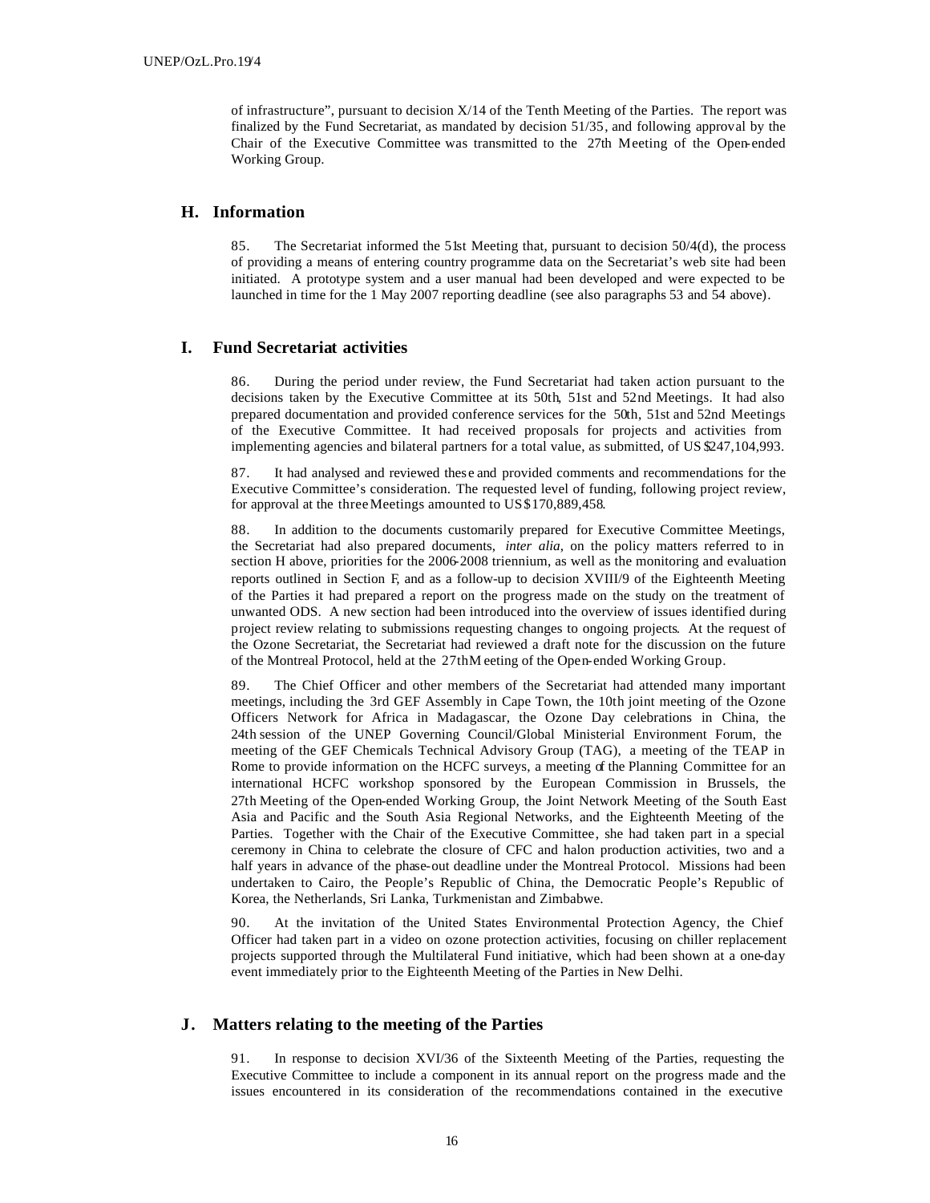of infrastructure", pursuant to decision X/14 of the Tenth Meeting of the Parties. The report was finalized by the Fund Secretariat, as mandated by decision 51/35, and following approval by the Chair of the Executive Committee was transmitted to the 27th Meeting of the Open-ended Working Group.

## H. Information

85. The Secretariat informed the 51st Meeting that, pursuant to decision 50/4(d), the process of providing a means of entering country programme data on the Secretariat's web site had been initiated. A prototype system and a user manual had been developed and were expected to be launched in time for the 1 May 2007 reporting deadline (see also paragraphs 53 and 54 above).

## I. Fund Secretariat activities

86. During the period under review, the Fund Secretariat had taken action pursuant to the decisions taken by the Executive Committee at its 50th, 51st and 52nd Meetings. It had also prepared documentation and provided conference services for the 50th, 51st and 52nd Meetings of the Executive Committee. It had received proposals for projects and activities from implementing agencies and bilateral partners for a total value, as submitted, of US $247,104,993.

87. It had analysed and reviewed these and provided comments and recommendations for the Executive Committee's consideration. The requested level of funding, following project review, for approval at the three Meetings amounted to US $170,889,458.

88. In addition to the documents customarily prepared for Executive Committee Meetings, the Secretariat had also prepared documents, *inter alia*, on the policy matters referred to in section H above, priorities for the 2006-2008 triennium, as well as the monitoring and evaluation reports outlined in Section F, and as a follow-up to decision XVIII/9 of the Eighteenth Meeting of the Parties it had prepared a report on the progress made on the study on the treatment of unwanted ODS. A new section had been introduced into the overview of issues identified during project review relating to submissions requesting changes to ongoing projects. At the request of the Ozone Secretariat, the Secretariat had reviewed a draft note for the discussion on the future of the Montreal Protocol, held at the 27th Meeting of the Open-ended Working Group.

89. The Chief Officer and other members of the Secretariat had attended many important meetings, including the 3rd GEF Assembly in Cape Town, the 10th joint meeting of the Ozone Officers Network for Africa in Madagascar, the Ozone Day celebrations in China, the 24th session of the UNEP Governing Council/Global Ministerial Environment Forum, the meeting of the GEF Chemicals Technical Advisory Group (TAG), a meeting of the TEAP in Rome to provide information on the HCFC surveys, a meeting of the Planning Committee for an international HCFC workshop sponsored by the European Commission in Brussels, the 27th Meeting of the Open-ended Working Group, the Joint Network Meeting of the South East Asia and Pacific and the South Asia Regional Networks, and the Eighteenth Meeting of the Parties. Together with the Chair of the Executive Committee, she had taken part in a special ceremony in China to celebrate the closure of CFC and halon production activities, two and a half years in advance of the phase-out deadline under the Montreal Protocol. Missions had been undertaken to Cairo, the People's Republic of China, the Democratic People's Republic of Korea, the Netherlands, Sri Lanka, Turkmenistan and Zimbabwe.

90. At the invitation of the United States Environmental Protection Agency, the Chief Officer had taken part in a video on ozone protection activities, focusing on chiller replacement projects supported through the Multilateral Fund initiative, which had been shown at a one-day event immediately prior to the Eighteenth Meeting of the Parties in New Delhi.

## J. Matters relating to the meeting of the Parties

91. In response to decision XVI/36 of the Sixteenth Meeting of the Parties, requesting the Executive Committee to include a component in its annual report on the progress made and the issues encountered in its consideration of the recommendations contained in the executive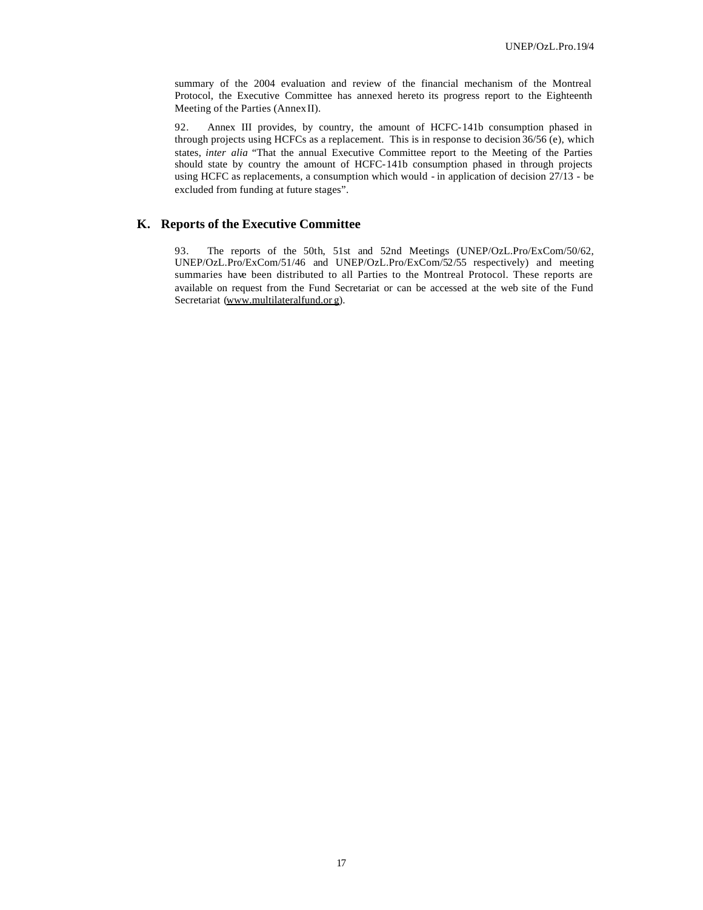summary of the 2004 evaluation and review of the financial mechanism of the Montreal Protocol, the Executive Committee has annexed hereto its progress report to the Eighteenth Meeting of the Parties (Annex II).

92. Annex III provides, by country, the amount of HCFC-141b consumption phased in through projects using HCFCs as a replacement. This is in response to decision 36/56 (e), which states, *inter alia* "That the annual Executive Committee report to the Meeting of the Parties should state by country the amount of HCFC-141b consumption phased in through projects using HCFC as replacements, a consumption which would - in application of decision 27/13 - be excluded from funding at future stages".

## K. Reports of the Executive Committee

93. The reports of the 50th, 51st and 52nd Meetings (UNEP/OzL.Pro/ExCom/50/62, UNEP/OzL.Pro/ExCom/51/46 and UNEP/OzL.Pro/ExCom/52/55 respectively) and meeting summaries have been distributed to all Parties to the Montreal Protocol. These reports are available on request from the Fund Secretariat or can be accessed at the web site of the Fund Secretariat (www.multilateralfund.org).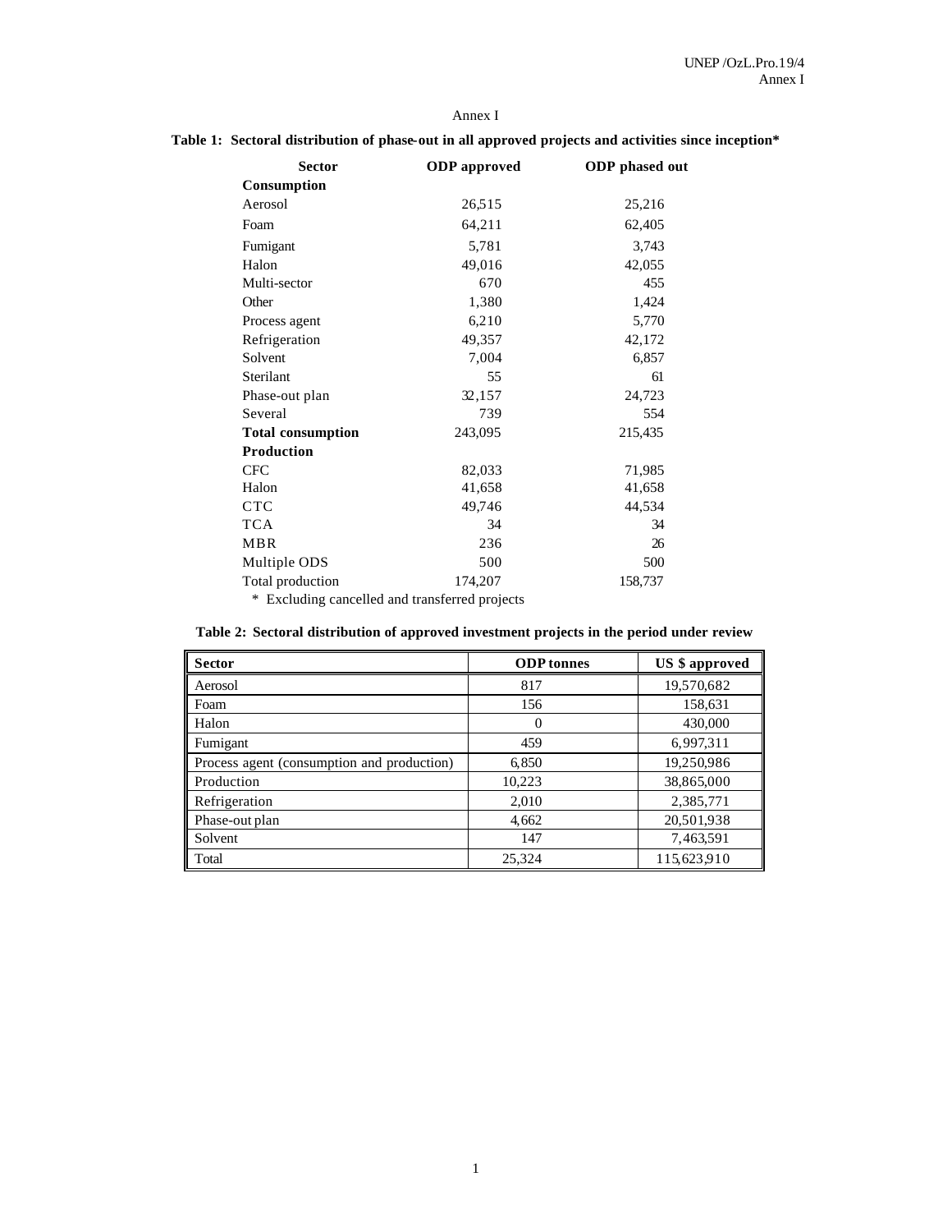Annex I

**Table 1: Sectoral distribution of phase-out in all approved projects and activities since inception***

| Sector | ODP approved | ODP phased out |
|---|---|---|
| **Consumption** | | |
| Aerosol | 26,515 | 25,216 |
| Foam | 64,211 | 62,405 |
| Fumigant | 5,781 | 3,743 |
| Halon | 49,016 | 42,055 |
| Multi-sector | 670 | 455 |
| Other | 1,380 | 1,424 |
| Process agent | 6,210 | 5,770 |
| Refrigeration | 49,357 | 42,172 |
| Solvent | 7,004 | 6,857 |
| Sterilant | 55 | 61 |
| Phase-out plan | 32,157 | 24,723 |
| Several | 739 | 554 |
| **Total consumption** | 243,095 | 215,435 |
| **Production** | | |
| CFC | 82,033 | 71,985 |
| Halon | 41,658 | 41,658 |
| CTC | 49,746 | 44,534 |
| TCA | 34 | 34 |
| MBR | 236 | 26 |
| Multiple ODS | 500 | 500 |
| Total production | 174,207 | 158,737 |

\* Excluding cancelled and transferred projects

**Table 2: Sectoral distribution of approved investment projects in the period under review**

| Sector | ODP tonnes | US $ approved |
|---|---|---|
| Aerosol | 817 | 19,570,682 |
| Foam | 156 | 158,631 |
| Halon | 0 | 430,000 |
| Fumigant | 459 | 6,997,311 |
| Process agent (consumption and production) | 6,850 | 19,250,986 |
| Production | 10,223 | 38,865,000 |
| Refrigeration | 2,010 | 2,385,771 |
| Phase-out plan | 4,662 | 20,501,938 |
| Solvent | 147 | 7,463,591 |
| Total | 25,324 | 115,623,910 |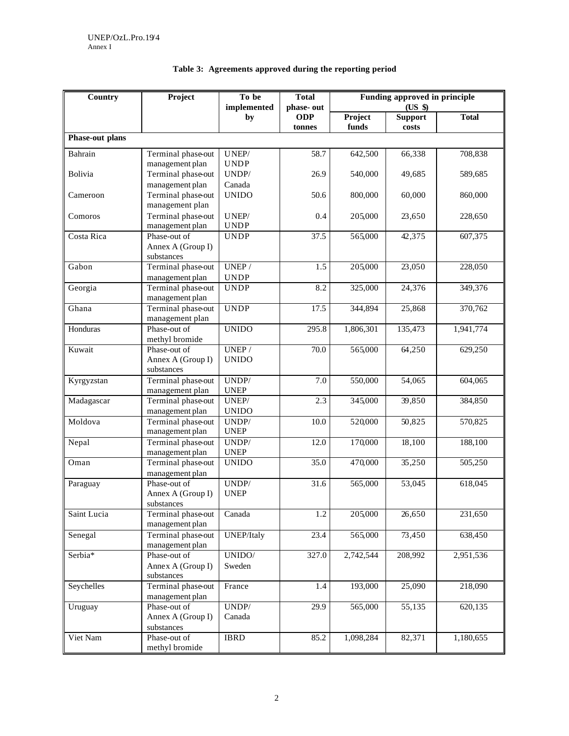**Table 3: Agreements approved during the reporting period**

| Country | Project | To be implemented by | Total phase- out ODP tonnes | Funding approved in principle (US $) | | |
|---|---|---|---|---|---|---|
| | | | | Project funds | Support costs | Total |
| **Phase-out plans** | | | | | | |
| Bahrain | Terminal phase-out management plan | UNEP/ UNDP | 58.7 | 642,500 | 66,338 | 708,838 |
| Bolivia | Terminal phase-out management plan | UNDP/ Canada | 26.9 | 540,000 | 49,685 | 589,685 |
| Cameroon | Terminal phase-out management plan | UNIDO | 50.6 | 800,000 | 60,000 | 860,000 |
| Comoros | Terminal phase-out management plan | UNEP/ UNDP | 0.4 | 205,000 | 23,650 | 228,650 |
| Costa Rica | Phase-out of Annex A (Group I) substances | UNDP | 37.5 | 565,000 | 42,375 | 607,375 |
| Gabon | Terminal phase-out management plan | UNEP / UNDP | 1.5 | 205,000 | 23,050 | 228,050 |
| Georgia | Terminal phase-out management plan | UNDP | 8.2 | 325,000 | 24,376 | 349,376 |
| Ghana | Terminal phase-out management plan | UNDP | 17.5 | 344,894 | 25,868 | 370,762 |
| Honduras | Phase-out of methyl bromide | UNIDO | 295.8 | 1,806,301 | 135,473 | 1,941,774 |
| Kuwait | Phase-out of Annex A (Group I) substances | UNEP / UNIDO | 70.0 | 565,000 | 64,250 | 629,250 |
| Kyrgyzstan | Terminal phase-out management plan | UNDP/ UNEP | 7.0 | 550,000 | 54,065 | 604,065 |
| Madagascar | Terminal phase-out management plan | UNEP/ UNIDO | 2.3 | 345,000 | 39,850 | 384,850 |
| Moldova | Terminal phase-out management plan | UNDP/ UNEP | 10.0 | 520,000 | 50,825 | 570,825 |
| Nepal | Terminal phase-out management plan | UNDP/ UNEP | 12.0 | 170,000 | 18,100 | 188,100 |
| Oman | Terminal phase-out management plan | UNIDO | 35.0 | 470,000 | 35,250 | 505,250 |
| Paraguay | Phase-out of Annex A (Group I) substances | UNDP/ UNEP | 31.6 | 565,000 | 53,045 | 618,045 |
| Saint Lucia | Terminal phase-out management plan | Canada | 1.2 | 205,000 | 26,650 | 231,650 |
| Senegal | Terminal phase-out management plan | UNEP/Italy | 23.4 | 565,000 | 73,450 | 638,450 |
| Serbia* | Phase-out of Annex A (Group I) substances | UNIDO/ Sweden | 327.0 | 2,742,544 | 208,992 | 2,951,536 |
| Seychelles | Terminal phase-out management plan | France | 1.4 | 193,000 | 25,090 | 218,090 |
| Uruguay | Phase-out of Annex A (Group I) substances | UNDP/ Canada | 29.9 | 565,000 | 55,135 | 620,135 |
| Viet Nam | Phase-out of methyl bromide | IBRD | 85.2 | 1,098,284 | 82,371 | 1,180,655 |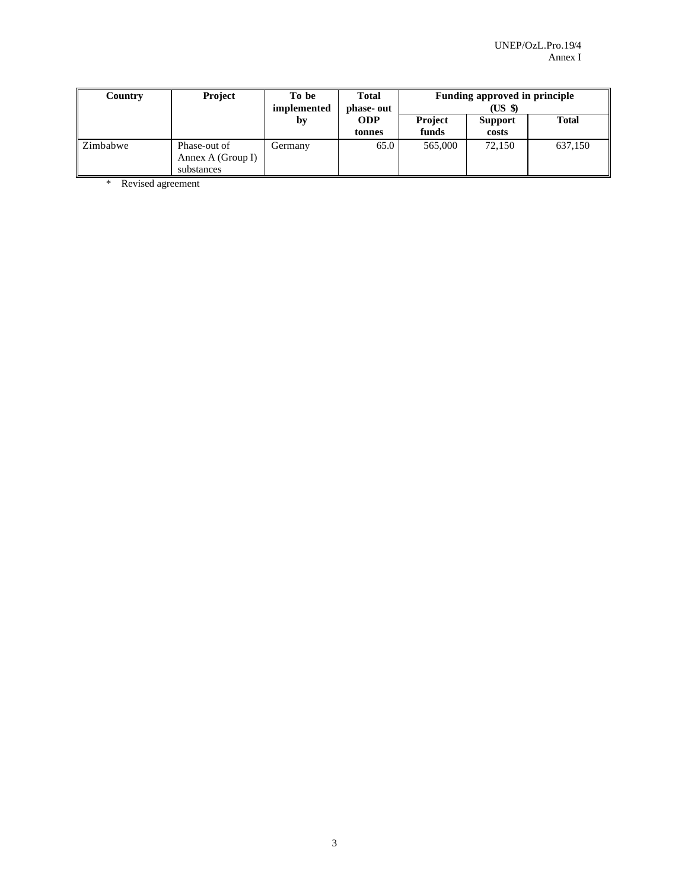| Country | Project | To be implemented by | Total phase- out ODP tonnes | Funding approved in principle (US $) | | |
|---|---|---|---|---|---|---|
| | | | | Project funds | Support costs | Total |
| Zimbabwe | Phase-out of Annex A (Group I) substances | Germany | 65.0 | 565,000 | 72,150 | 637,150 |

\* Revised agreement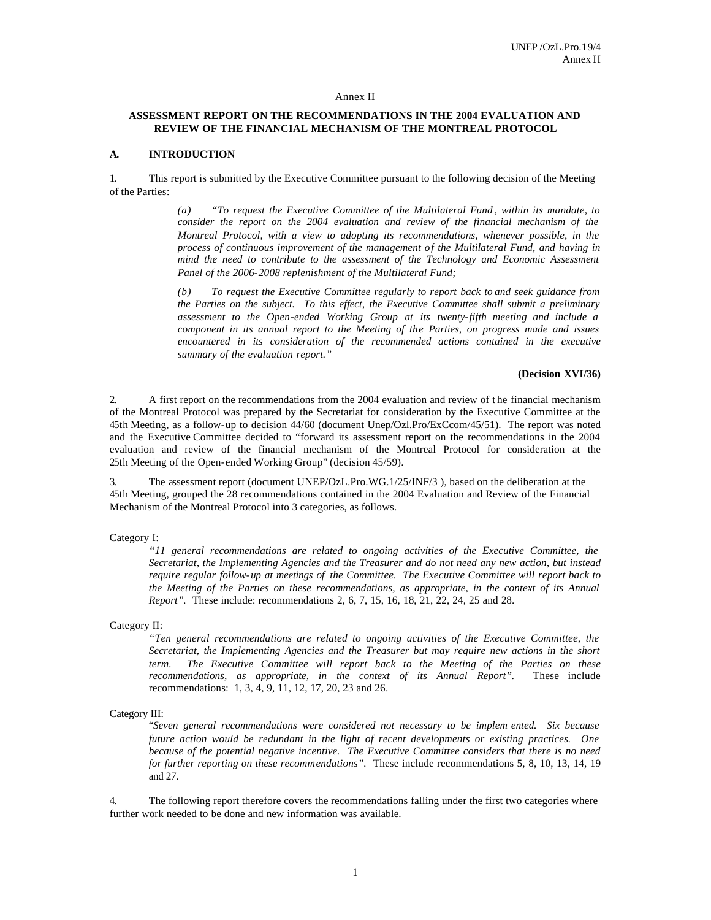Annex II

**ASSESSMENT REPORT ON THE RECOMMENDATIONS IN THE 2004 EVALUATION AND REVIEW OF THE FINANCIAL MECHANISM OF THE MONTREAL PROTOCOL**

## A. INTRODUCTION

1. This report is submitted by the Executive Committee pursuant to the following decision of the Meeting of the Parties:

> *(a) "To request the Executive Committee of the Multilateral Fund, within its mandate, to consider the report on the 2004 evaluation and review of the financial mechanism of the Montreal Protocol, with a view to adopting its recommendations, whenever possible, in the process of continuous improvement of the management of the Multilateral Fund, and having in mind the need to contribute to the assessment of the Technology and Economic Assessment Panel of the 2006-2008 replenishment of the Multilateral Fund;*
>
> *(b) To request the Executive Committee regularly to report back to and seek guidance from the Parties on the subject. To this effect, the Executive Committee shall submit a preliminary assessment to the Open-ended Working Group at its twenty-fifth meeting and include a component in its annual report to the Meeting of the Parties, on progress made and issues encountered in its consideration of the recommended actions contained in the executive summary of the evaluation report."*
>
> **(Decision XVI/36)**

2. A first report on the recommendations from the 2004 evaluation and review of the financial mechanism of the Montreal Protocol was prepared by the Secretariat for consideration by the Executive Committee at the 45th Meeting, as a follow-up to decision 44/60 (document Unep/Ozl.Pro/ExCcom/45/51). The report was noted and the Executive Committee decided to "forward its assessment report on the recommendations in the 2004 evaluation and review of the financial mechanism of the Montreal Protocol for consideration at the 25th Meeting of the Open-ended Working Group" (decision 45/59).

3. The assessment report (document UNEP/OzL.Pro.WG.1/25/INF/3 ), based on the deliberation at the 45th Meeting, grouped the 28 recommendations contained in the 2004 Evaluation and Review of the Financial Mechanism of the Montreal Protocol into 3 categories, as follows.

Category I:

> *"11 general recommendations are related to ongoing activities of the Executive Committee, the Secretariat, the Implementing Agencies and the Treasurer and do not need any new action, but instead require regular follow-up at meetings of the Committee. The Executive Committee will report back to the Meeting of the Parties on these recommendations, as appropriate, in the context of its Annual Report".* These include: recommendations 2, 6, 7, 15, 16, 18, 21, 22, 24, 25 and 28.

Category II:

> *"Ten general recommendations are related to ongoing activities of the Executive Committee, the Secretariat, the Implementing Agencies and the Treasurer but may require new actions in the short term. The Executive Committee will report back to the Meeting of the Parties on these recommendations, as appropriate, in the context of its Annual Report".* These include recommendations: 1, 3, 4, 9, 11, 12, 17, 20, 23 and 26.

Category III:

> "*Seven general recommendations were considered not necessary to be implemented. Six because future action would be redundant in the light of recent developments or existing practices. One because of the potential negative incentive. The Executive Committee considers that there is no need for further reporting on these recommendations".* These include recommendations 5, 8, 10, 13, 14, 19 and 27.

4. The following report therefore covers the recommendations falling under the first two categories where further work needed to be done and new information was available.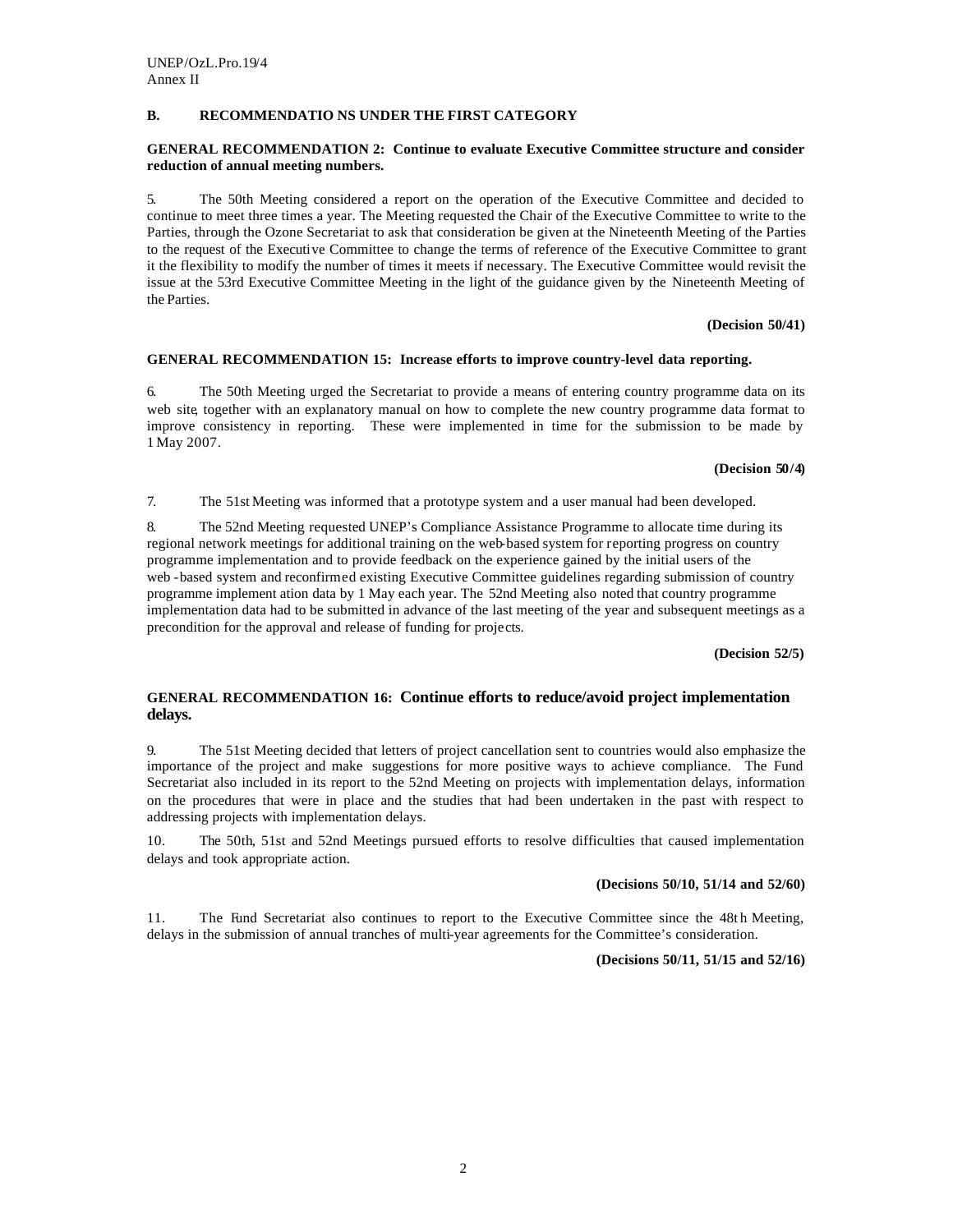## B. RECOMMENDATIO NS UNDER THE FIRST CATEGORY

### GENERAL RECOMMENDATION 2: Continue to evaluate Executive Committee structure and consider reduction of annual meeting numbers.

5. The 50th Meeting considered a report on the operation of the Executive Committee and decided to continue to meet three times a year. The Meeting requested the Chair of the Executive Committee to write to the Parties, through the Ozone Secretariat to ask that consideration be given at the Nineteenth Meeting of the Parties to the request of the Executive Committee to change the terms of reference of the Executive Committee to grant it the flexibility to modify the number of times it meets if necessary. The Executive Committee would revisit the issue at the 53rd Executive Committee Meeting in the light of the guidance given by the Nineteenth Meeting of the Parties.

**(Decision 50/41)**

### GENERAL RECOMMENDATION 15: Increase efforts to improve country-level data reporting.

6. The 50th Meeting urged the Secretariat to provide a means of entering country programme data on its web site, together with an explanatory manual on how to complete the new country programme data format to improve consistency in reporting. These were implemented in time for the submission to be made by 1 May 2007.

**(Decision 50/4)**

7. The 51st Meeting was informed that a prototype system and a user manual had been developed.

8. The 52nd Meeting requested UNEP's Compliance Assistance Programme to allocate time during its regional network meetings for additional training on the web-based system for reporting progress on country programme implementation and to provide feedback on the experience gained by the initial users of the web-based system and reconfirmed existing Executive Committee guidelines regarding submission of country programme implement ation data by 1 May each year. The 52nd Meeting also noted that country programme implementation data had to be submitted in advance of the last meeting of the year and subsequent meetings as a precondition for the approval and release of funding for projects.

**(Decision 52/5)**

### GENERAL RECOMMENDATION 16: Continue efforts to reduce/avoid project implementation delays.

9. The 51st Meeting decided that letters of project cancellation sent to countries would also emphasize the importance of the project and make suggestions for more positive ways to achieve compliance. The Fund Secretariat also included in its report to the 52nd Meeting on projects with implementation delays, information on the procedures that were in place and the studies that had been undertaken in the past with respect to addressing projects with implementation delays.

10. The 50th, 51st and 52nd Meetings pursued efforts to resolve difficulties that caused implementation delays and took appropriate action.

**(Decisions 50/10, 51/14 and 52/60)**

11. The Fund Secretariat also continues to report to the Executive Committee since the 48th Meeting, delays in the submission of annual tranches of multi-year agreements for the Committee's consideration.

**(Decisions 50/11, 51/15 and 52/16)**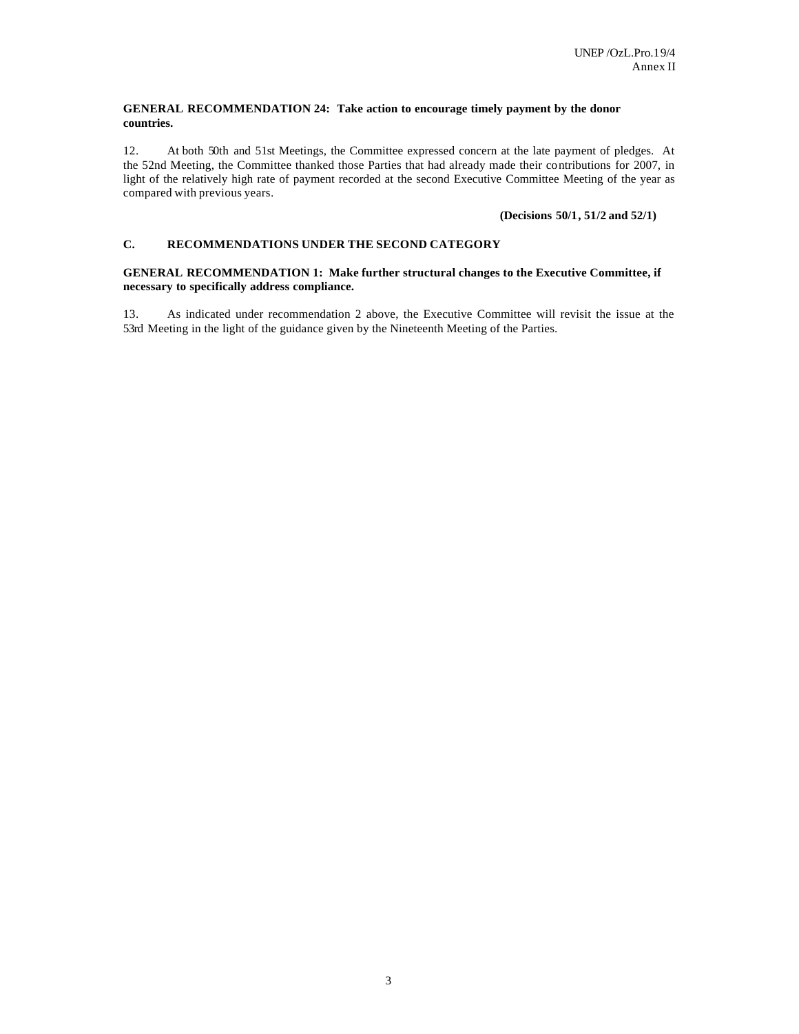**GENERAL RECOMMENDATION 24: Take action to encourage timely payment by the donor countries.**

12. At both 50th and 51st Meetings, the Committee expressed concern at the late payment of pledges. At the 52nd Meeting, the Committee thanked those Parties that had already made their contributions for 2007, in light of the relatively high rate of payment recorded at the second Executive Committee Meeting of the year as compared with previous years.

**(Decisions 50/1, 51/2 and 52/1)**

## C. RECOMMENDATIONS UNDER THE SECOND CATEGORY

**GENERAL RECOMMENDATION 1: Make further structural changes to the Executive Committee, if necessary to specifically address compliance.**

13. As indicated under recommendation 2 above, the Executive Committee will revisit the issue at the 53rd Meeting in the light of the guidance given by the Nineteenth Meeting of the Parties.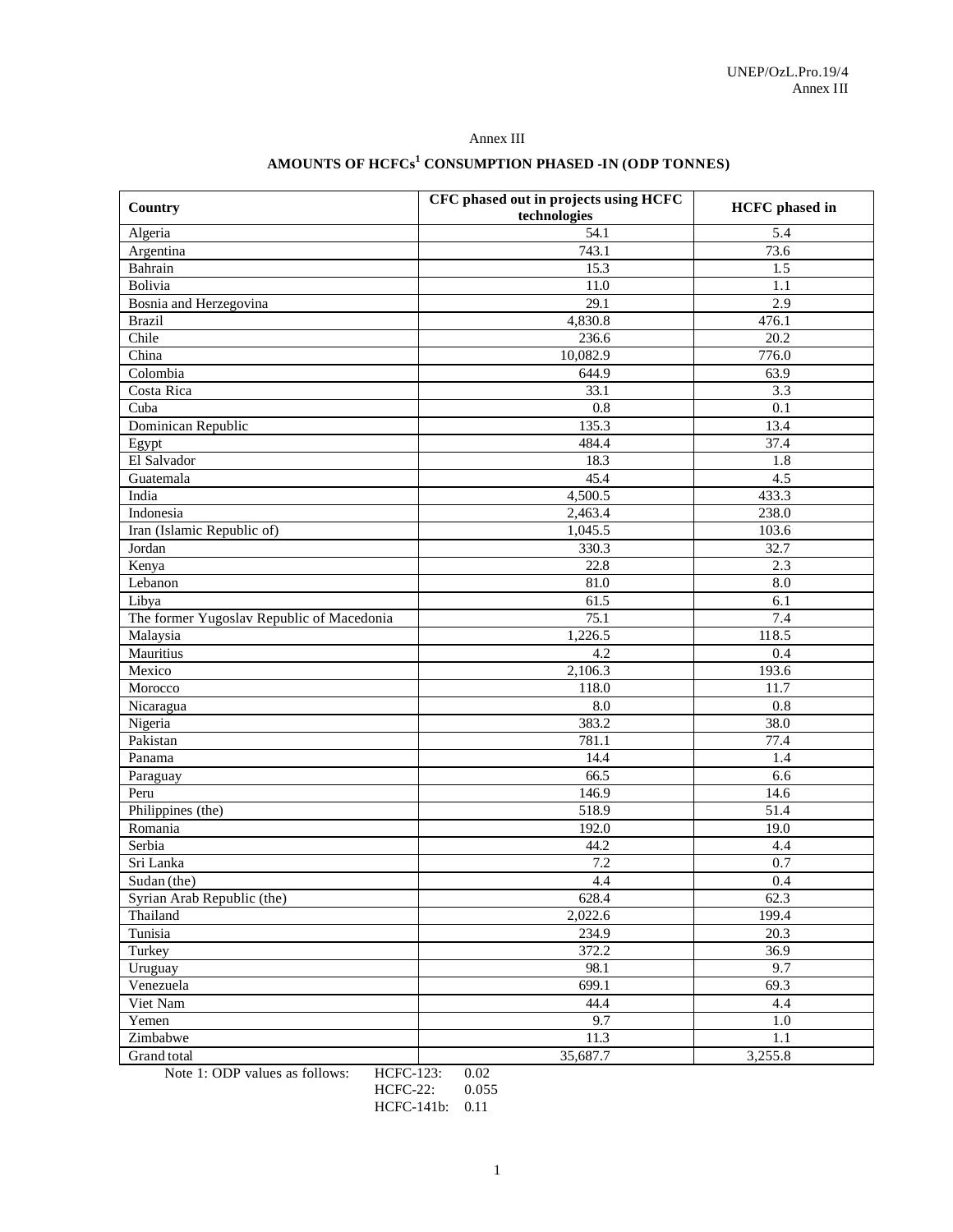Annex III

# AMOUNTS OF HCFCs[1] CONSUMPTION PHASED -IN (ODP TONNES)

| Country | CFC phased out in projects using HCFC technologies | HCFC phased in |
|---|---|---|
| Algeria | 54.1 | 5.4 |
| Argentina | 743.1 | 73.6 |
| Bahrain | 15.3 | 1.5 |
| Bolivia | 11.0 | 1.1 |
| Bosnia and Herzegovina | 29.1 | 2.9 |
| Brazil | 4,830.8 | 476.1 |
| Chile | 236.6 | 20.2 |
| China | 10,082.9 | 776.0 |
| Colombia | 644.9 | 63.9 |
| Costa Rica | 33.1 | 3.3 |
| Cuba | 0.8 | 0.1 |
| Dominican Republic | 135.3 | 13.4 |
| Egypt | 484.4 | 37.4 |
| El Salvador | 18.3 | 1.8 |
| Guatemala | 45.4 | 4.5 |
| India | 4,500.5 | 433.3 |
| Indonesia | 2,463.4 | 238.0 |
| Iran (Islamic Republic of) | 1,045.5 | 103.6 |
| Jordan | 330.3 | 32.7 |
| Kenya | 22.8 | 2.3 |
| Lebanon | 81.0 | 8.0 |
| Libya | 61.5 | 6.1 |
| The former Yugoslav Republic of Macedonia | 75.1 | 7.4 |
| Malaysia | 1,226.5 | 118.5 |
| Mauritius | 4.2 | 0.4 |
| Mexico | 2,106.3 | 193.6 |
| Morocco | 118.0 | 11.7 |
| Nicaragua | 8.0 | 0.8 |
| Nigeria | 383.2 | 38.0 |
| Pakistan | 781.1 | 77.4 |
| Panama | 14.4 | 1.4 |
| Paraguay | 66.5 | 6.6 |
| Peru | 146.9 | 14.6 |
| Philippines (the) | 518.9 | 51.4 |
| Romania | 192.0 | 19.0 |
| Serbia | 44.2 | 4.4 |
| Sri Lanka | 7.2 | 0.7 |
| Sudan (the) | 4.4 | 0.4 |
| Syrian Arab Republic (the) | 628.4 | 62.3 |
| Thailand | 2,022.6 | 199.4 |
| Tunisia | 234.9 | 20.3 |
| Turkey | 372.2 | 36.9 |
| Uruguay | 98.1 | 9.7 |
| Venezuela | 699.1 | 69.3 |
| Viet Nam | 44.4 | 4.4 |
| Yemen | 9.7 | 1.0 |
| Zimbabwe | 11.3 | 1.1 |
| Grand total | 35,687.7 | 3,255.8 |

Note 1: ODP values as follows: HCFC-123: 0.02
HCFC-22: 0.055
HCFC-141b: 0.11